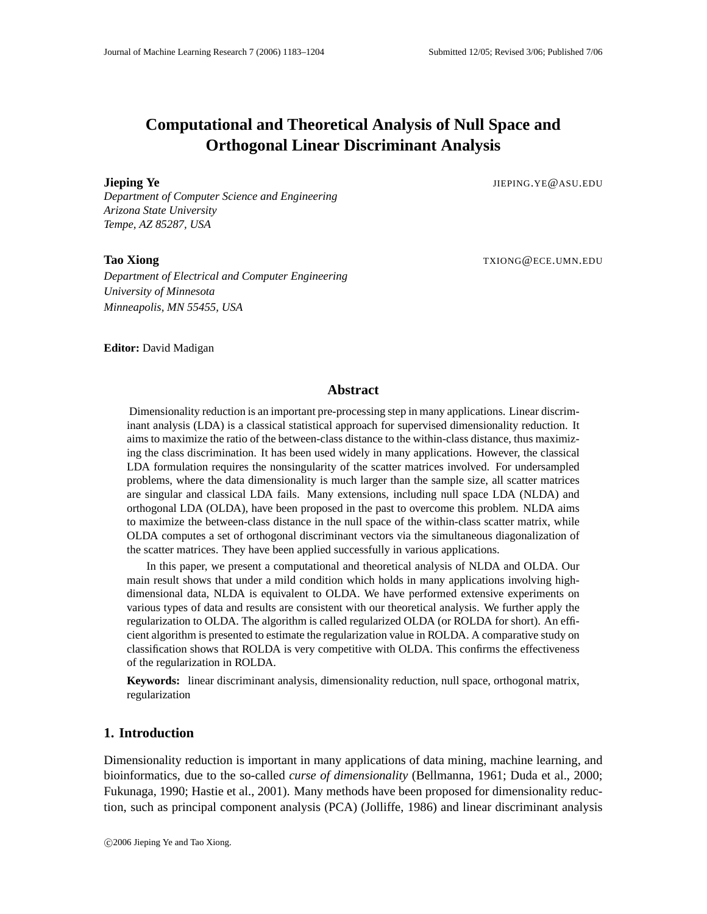# Computational and Theoretical Analysis of Null Space and Orthogonal Linear Discriminant Analysis

**Jieping Ye** JIEPING.YE@ASU.EDU

*Department of Computer Science and Engineering*
*Arizona State University*
*Tempe, AZ 85287, USA*

**Tao Xiong** TXIONG@ECE.UMN.EDU

*Department of Electrical and Computer Engineering*
*University of Minnesota*
*Minneapolis, MN 55455, USA*

**Editor:** David Madigan

## Abstract

Dimensionality reduction is an important pre-processing step in many applications. Linear discriminant analysis (LDA) is a classical statistical approach for supervised dimensionality reduction. It aims to maximize the ratio of the between-class distance to the within-class distance, thus maximizing the class discrimination. It has been used widely in many applications. However, the classical LDA formulation requires the nonsingularity of the scatter matrices involved. For undersampled problems, where the data dimensionality is much larger than the sample size, all scatter matrices are singular and classical LDA fails. Many extensions, including null space LDA (NLDA) and orthogonal LDA (OLDA), have been proposed in the past to overcome this problem. NLDA aims to maximize the between-class distance in the null space of the within-class scatter matrix, while OLDA computes a set of orthogonal discriminant vectors via the simultaneous diagonalization of the scatter matrices. They have been applied successfully in various applications.

In this paper, we present a computational and theoretical analysis of NLDA and OLDA. Our main result shows that under a mild condition which holds in many applications involving high-dimensional data, NLDA is equivalent to OLDA. We have performed extensive experiments on various types of data and results are consistent with our theoretical analysis. We further apply the regularization to OLDA. The algorithm is called regularized OLDA (or ROLDA for short). An efficient algorithm is presented to estimate the regularization value in ROLDA. A comparative study on classification shows that ROLDA is very competitive with OLDA. This confirms the effectiveness of the regularization in ROLDA.

**Keywords:** linear discriminant analysis, dimensionality reduction, null space, orthogonal matrix, regularization

## 1. Introduction

Dimensionality reduction is important in many applications of data mining, machine learning, and bioinformatics, due to the so-called *curse of dimensionality* (Bellmanna, 1961; Duda et al., 2000; Fukunaga, 1990; Hastie et al., 2001). Many methods have been proposed for dimensionality reduction, such as principal component analysis (PCA) (Jolliffe, 1986) and linear discriminant analysis

©2006 Jieping Ye and Tao Xiong.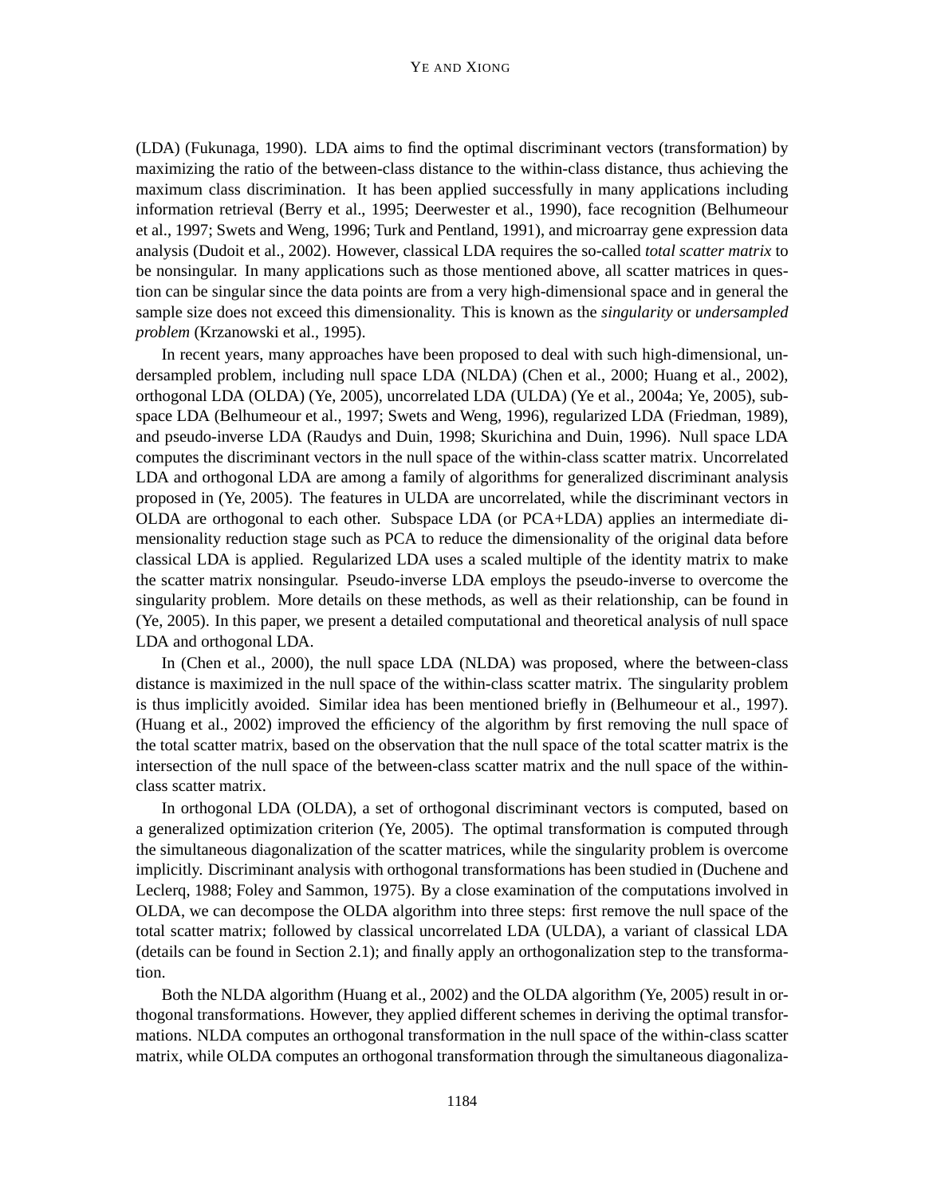(LDA) (Fukunaga, 1990). LDA aims to find the optimal discriminant vectors (transformation) by maximizing the ratio of the between-class distance to the within-class distance, thus achieving the maximum class discrimination. It has been applied successfully in many applications including information retrieval (Berry et al., 1995; Deerwester et al., 1990), face recognition (Belhumeour et al., 1997; Swets and Weng, 1996; Turk and Pentland, 1991), and microarray gene expression data analysis (Dudoit et al., 2002). However, classical LDA requires the so-called *total scatter matrix* to be nonsingular. In many applications such as those mentioned above, all scatter matrices in question can be singular since the data points are from a very high-dimensional space and in general the sample size does not exceed this dimensionality. This is known as the *singularity* or *undersampled problem* (Krzanowski et al., 1995).

In recent years, many approaches have been proposed to deal with such high-dimensional, undersampled problem, including null space LDA (NLDA) (Chen et al., 2000; Huang et al., 2002), orthogonal LDA (OLDA) (Ye, 2005), uncorrelated LDA (ULDA) (Ye et al., 2004a; Ye, 2005), subspace LDA (Belhumeour et al., 1997; Swets and Weng, 1996), regularized LDA (Friedman, 1989), and pseudo-inverse LDA (Raudys and Duin, 1998; Skurichina and Duin, 1996). Null space LDA computes the discriminant vectors in the null space of the within-class scatter matrix. Uncorrelated LDA and orthogonal LDA are among a family of algorithms for generalized discriminant analysis proposed in (Ye, 2005). The features in ULDA are uncorrelated, while the discriminant vectors in OLDA are orthogonal to each other. Subspace LDA (or PCA+LDA) applies an intermediate dimensionality reduction stage such as PCA to reduce the dimensionality of the original data before classical LDA is applied. Regularized LDA uses a scaled multiple of the identity matrix to make the scatter matrix nonsingular. Pseudo-inverse LDA employs the pseudo-inverse to overcome the singularity problem. More details on these methods, as well as their relationship, can be found in (Ye, 2005). In this paper, we present a detailed computational and theoretical analysis of null space LDA and orthogonal LDA.

In (Chen et al., 2000), the null space LDA (NLDA) was proposed, where the between-class distance is maximized in the null space of the within-class scatter matrix. The singularity problem is thus implicitly avoided. Similar idea has been mentioned briefly in (Belhumeour et al., 1997). (Huang et al., 2002) improved the efficiency of the algorithm by first removing the null space of the total scatter matrix, based on the observation that the null space of the total scatter matrix is the intersection of the null space of the between-class scatter matrix and the null space of the within-class scatter matrix.

In orthogonal LDA (OLDA), a set of orthogonal discriminant vectors is computed, based on a generalized optimization criterion (Ye, 2005). The optimal transformation is computed through the simultaneous diagonalization of the scatter matrices, while the singularity problem is overcome implicitly. Discriminant analysis with orthogonal transformations has been studied in (Duchene and Leclerq, 1988; Foley and Sammon, 1975). By a close examination of the computations involved in OLDA, we can decompose the OLDA algorithm into three steps: first remove the null space of the total scatter matrix; followed by classical uncorrelated LDA (ULDA), a variant of classical LDA (details can be found in Section 2.1); and finally apply an orthogonalization step to the transformation.

Both the NLDA algorithm (Huang et al., 2002) and the OLDA algorithm (Ye, 2005) result in orthogonal transformations. However, they applied different schemes in deriving the optimal transformations. NLDA computes an orthogonal transformation in the null space of the within-class scatter matrix, while OLDA computes an orthogonal transformation through the simultaneous diagonaliza-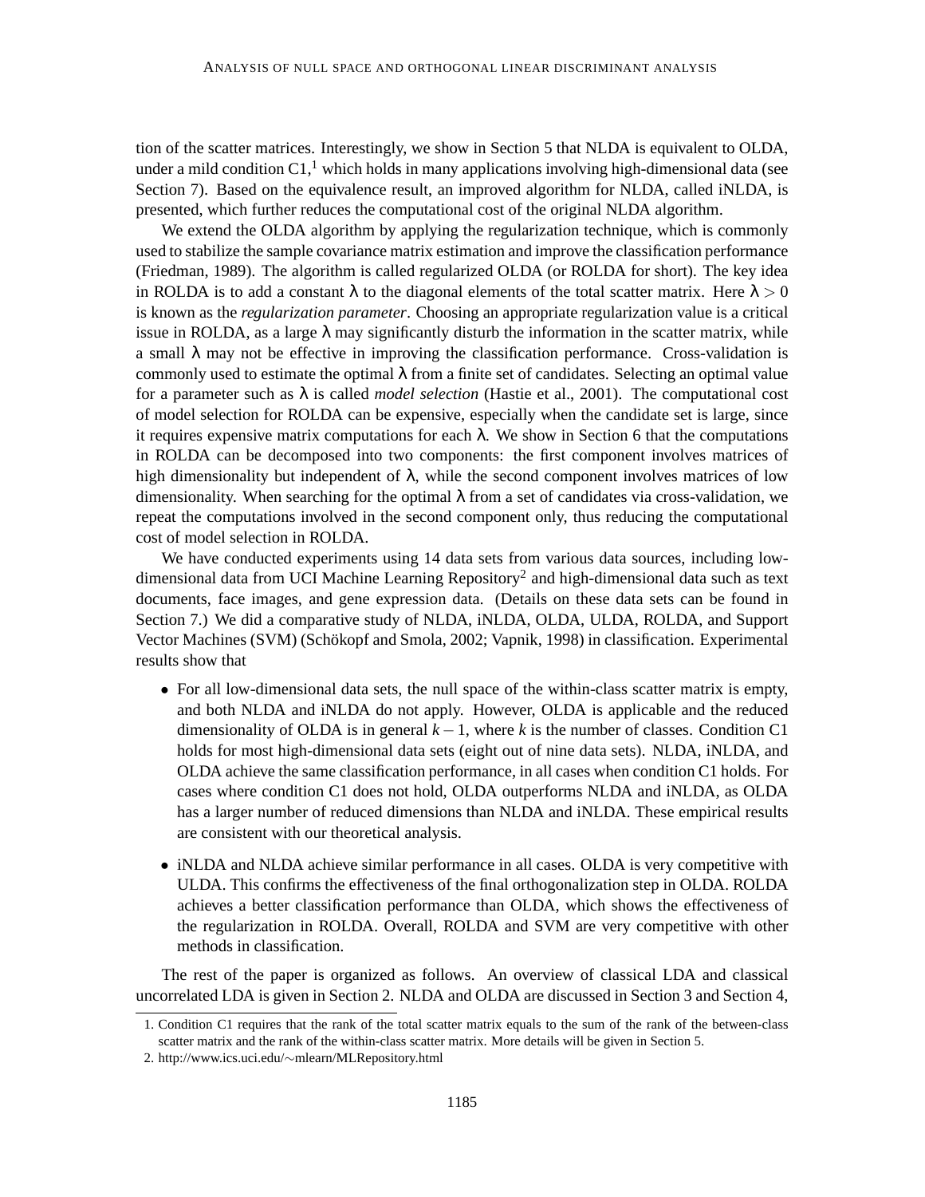tion of the scatter matrices. Interestingly, we show in Section 5 that NLDA is equivalent to OLDA, under a mild condition C1,[1] which holds in many applications involving high-dimensional data (see Section 7). Based on the equivalence result, an improved algorithm for NLDA, called iNLDA, is presented, which further reduces the computational cost of the original NLDA algorithm.

We extend the OLDA algorithm by applying the regularization technique, which is commonly used to stabilize the sample covariance matrix estimation and improve the classification performance (Friedman, 1989). The algorithm is called regularized OLDA (or ROLDA for short). The key idea in ROLDA is to add a constant $\lambda$ to the diagonal elements of the total scatter matrix. Here $\lambda > 0$ is known as the *regularization parameter*. Choosing an appropriate regularization value is a critical issue in ROLDA, as a large $\lambda$ may significantly disturb the information in the scatter matrix, while a small $\lambda$ may not be effective in improving the classification performance. Cross-validation is commonly used to estimate the optimal $\lambda$ from a finite set of candidates. Selecting an optimal value for a parameter such as $\lambda$ is called *model selection* (Hastie et al., 2001). The computational cost of model selection for ROLDA can be expensive, especially when the candidate set is large, since it requires expensive matrix computations for each $\lambda$. We show in Section 6 that the computations in ROLDA can be decomposed into two components: the first component involves matrices of high dimensionality but independent of $\lambda$, while the second component involves matrices of low dimensionality. When searching for the optimal $\lambda$ from a set of candidates via cross-validation, we repeat the computations involved in the second component only, thus reducing the computational cost of model selection in ROLDA.

We have conducted experiments using 14 data sets from various data sources, including low-dimensional data from UCI Machine Learning Repository[2] and high-dimensional data such as text documents, face images, and gene expression data. (Details on these data sets can be found in Section 7.) We did a comparative study of NLDA, iNLDA, OLDA, ULDA, ROLDA, and Support Vector Machines (SVM) (Schökopf and Smola, 2002; Vapnik, 1998) in classification. Experimental results show that

- For all low-dimensional data sets, the null space of the within-class scatter matrix is empty, and both NLDA and iNLDA do not apply. However, OLDA is applicable and the reduced dimensionality of OLDA is in general $k-1$, where $k$ is the number of classes. Condition C1 holds for most high-dimensional data sets (eight out of nine data sets). NLDA, iNLDA, and OLDA achieve the same classification performance, in all cases when condition C1 holds. For cases where condition C1 does not hold, OLDA outperforms NLDA and iNLDA, as OLDA has a larger number of reduced dimensions than NLDA and iNLDA. These empirical results are consistent with our theoretical analysis.

- iNLDA and NLDA achieve similar performance in all cases. OLDA is very competitive with ULDA. This confirms the effectiveness of the final orthogonalization step in OLDA. ROLDA achieves a better classification performance than OLDA, which shows the effectiveness of the regularization in ROLDA. Overall, ROLDA and SVM are very competitive with other methods in classification.

The rest of the paper is organized as follows. An overview of classical LDA and classical uncorrelated LDA is given in Section 2. NLDA and OLDA are discussed in Section 3 and Section 4,

1. Condition C1 requires that the rank of the total scatter matrix equals to the sum of the rank of the between-class scatter matrix and the rank of the within-class scatter matrix. More details will be given in Section 5.

2. http://www.ics.uci.edu/∼mlearn/MLRepository.html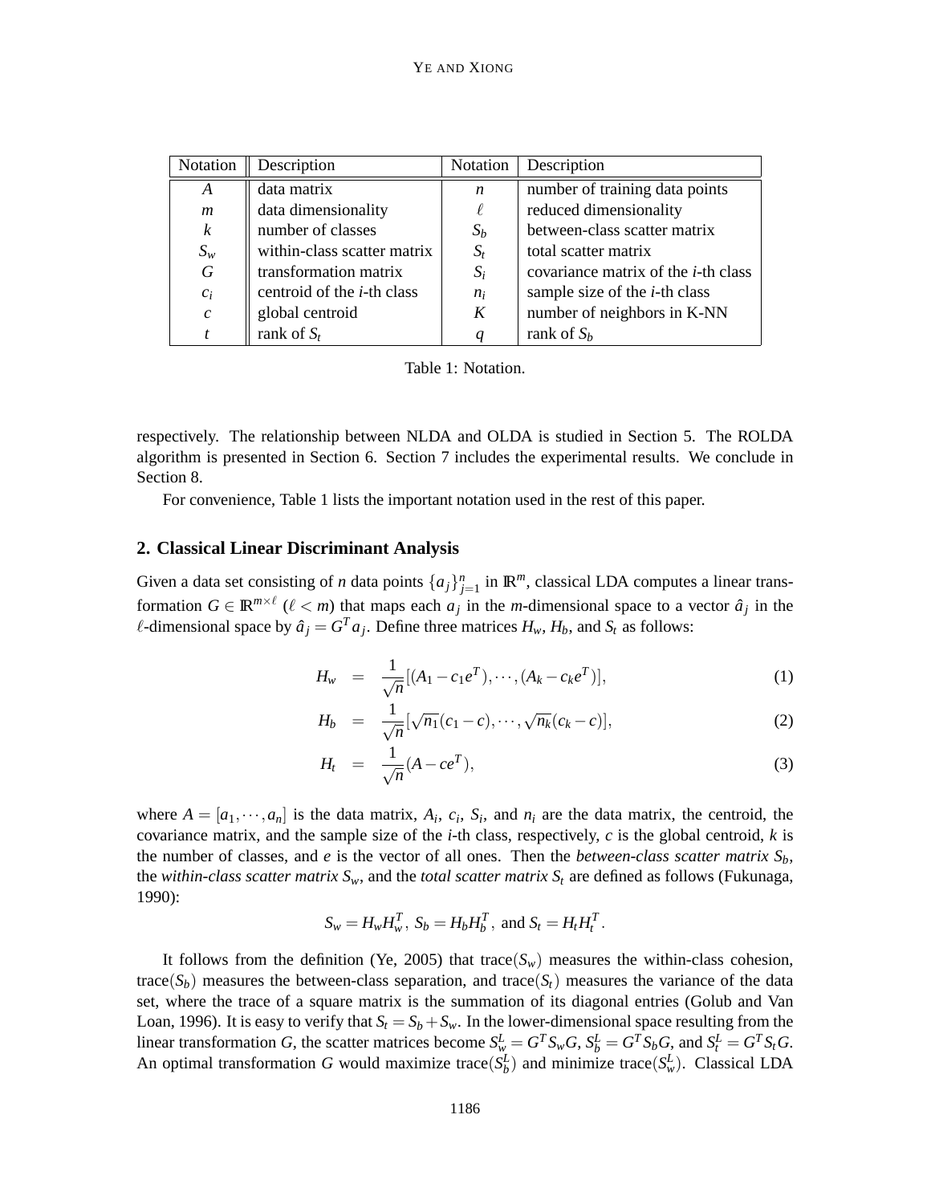| Notation | Description | Notation | Description |
|---|---|---|---|
| $A$ | data matrix | $n$ | number of training data points |
| $m$ | data dimensionality | $\ell$ | reduced dimensionality |
| $k$ | number of classes | $S_b$ | between-class scatter matrix |
| $S_w$ | within-class scatter matrix | $S_t$ | total scatter matrix |
| $G$ | transformation matrix | $S_i$ | covariance matrix of the $i$-th class |
| $c_i$ | centroid of the $i$-th class | $n_i$ | sample size of the $i$-th class |
| $c$ | global centroid | $K$ | number of neighbors in K-NN |
| $t$ | rank of $S_t$ | $q$ | rank of $S_b$ |

Table 1: Notation.

respectively. The relationship between NLDA and OLDA is studied in Section 5. The ROLDA algorithm is presented in Section 6. Section 7 includes the experimental results. We conclude in Section 8.

For convenience, Table 1 lists the important notation used in the rest of this paper.

## 2. Classical Linear Discriminant Analysis

Given a data set consisting of $n$ data points $\{a_j\}_{j=1}^n$ in $\mathbb{R}^m$, classical LDA computes a linear transformation $G \in \mathbb{R}^{m \times \ell}$ ($\ell < m$) that maps each $a_j$ in the $m$-dimensional space to a vector $\hat{a}_j$ in the $\ell$-dimensional space by $\hat{a}_j = G^T a_j$. Define three matrices $H_w$, $H_b$, and $S_t$ as follows:

$$H_w = \frac{1}{\sqrt{n}}[(A_1 - c_1 e^T), \cdots, (A_k - c_k e^T)], \tag{1}$$

$$H_b = \frac{1}{\sqrt{n}}[\sqrt{n_1}(c_1 - c), \cdots, \sqrt{n_k}(c_k - c)], \tag{2}$$

$$H_t = \frac{1}{\sqrt{n}}(A - ce^T), \tag{3}$$

where $A = [a_1, \cdots, a_n]$ is the data matrix, $A_i$, $c_i$, $S_i$, and $n_i$ are the data matrix, the centroid, the covariance matrix, and the sample size of the $i$-th class, respectively, $c$ is the global centroid, $k$ is the number of classes, and $e$ is the vector of all ones. Then the *between-class scatter matrix* $S_b$, the *within-class scatter matrix* $S_w$, and the *total scatter matrix* $S_t$ are defined as follows (Fukunaga, 1990):

$$S_w = H_w H_w^T, \; S_b = H_b H_b^T, \text{ and } S_t = H_t H_t^T.$$

It follows from the definition (Ye, 2005) that trace($S_w$) measures the within-class cohesion, trace($S_b$) measures the between-class separation, and trace($S_t$) measures the variance of the data set, where the trace of a square matrix is the summation of its diagonal entries (Golub and Van Loan, 1996). It is easy to verify that $S_t = S_b + S_w$. In the lower-dimensional space resulting from the linear transformation $G$, the scatter matrices become $S_w^L = G^T S_w G$, $S_b^L = G^T S_b G$, and $S_t^L = G^T S_t G$. An optimal transformation $G$ would maximize trace($S_b^L$) and minimize trace($S_w^L$). Classical LDA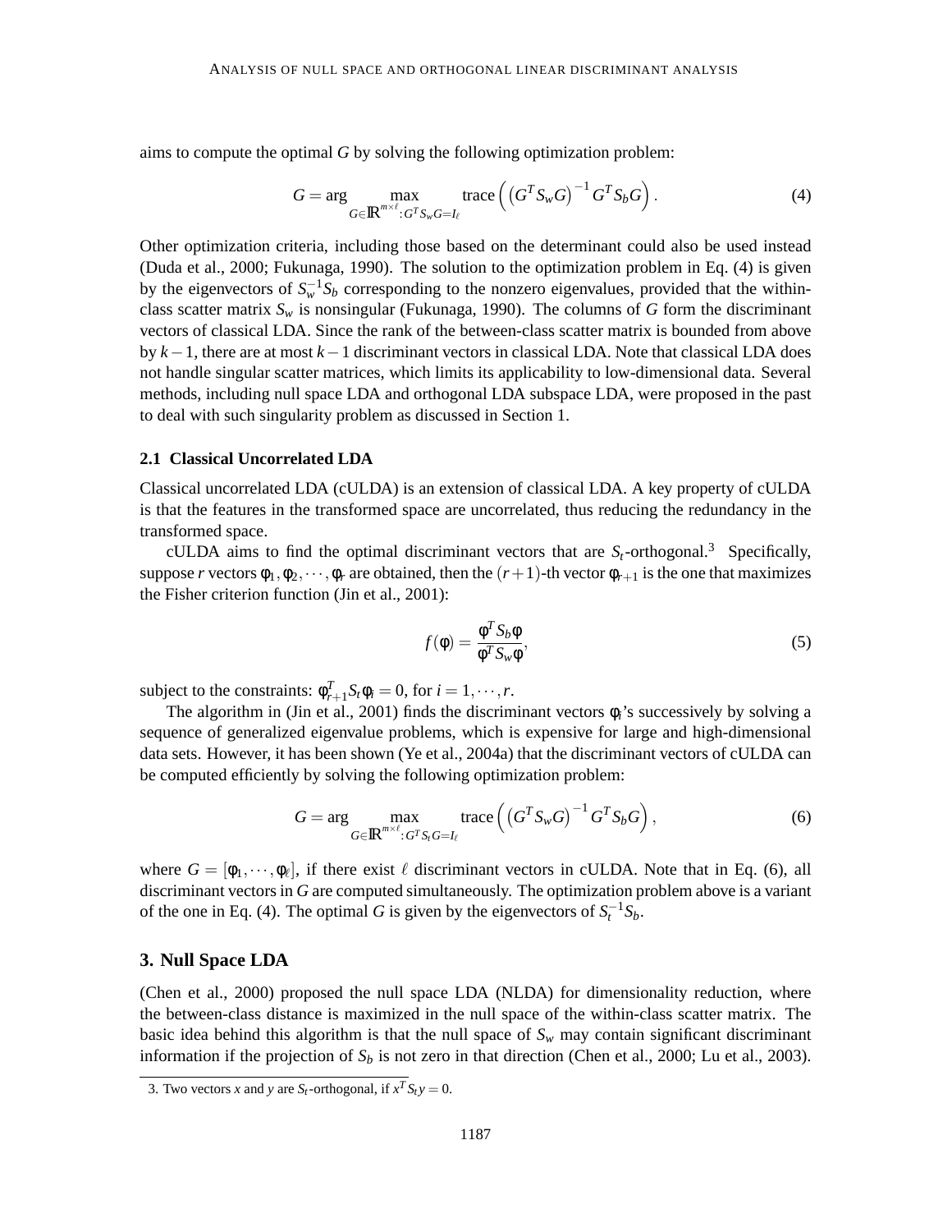aims to compute the optimal $G$ by solving the following optimization problem:

$$G = \arg \max_{G \in \mathbb{R}^{m \times \ell}: G^T S_w G = I_\ell} \operatorname{trace}\left( \left( G^T S_w G \right)^{-1} G^T S_b G \right). \tag{4}$$

Other optimization criteria, including those based on the determinant could also be used instead (Duda et al., 2000; Fukunaga, 1990). The solution to the optimization problem in Eq. (4) is given by the eigenvectors of $S_w^{-1} S_b$ corresponding to the nonzero eigenvalues, provided that the within-class scatter matrix $S_w$ is nonsingular (Fukunaga, 1990). The columns of $G$ form the discriminant vectors of classical LDA. Since the rank of the between-class scatter matrix is bounded from above by $k-1$, there are at most $k-1$ discriminant vectors in classical LDA. Note that classical LDA does not handle singular scatter matrices, which limits its applicability to low-dimensional data. Several methods, including null space LDA and orthogonal LDA subspace LDA, were proposed in the past to deal with such singularity problem as discussed in Section 1.

### 2.1 Classical Uncorrelated LDA

Classical uncorrelated LDA (cULDA) is an extension of classical LDA. A key property of cULDA is that the features in the transformed space are uncorrelated, thus reducing the redundancy in the transformed space.

cULDA aims to find the optimal discriminant vectors that are $S_t$-orthogonal.[3] Specifically, suppose $r$ vectors $\phi_1, \phi_2, \cdots, \phi_r$ are obtained, then the $(r+1)$-th vector $\phi_{r+1}$ is the one that maximizes the Fisher criterion function (Jin et al., 2001):

$$f(\phi) = \frac{\phi^T S_b \phi}{\phi^T S_w \phi}, \tag{5}$$

subject to the constraints: $\phi_{r+1}^T S_t \phi_i = 0$, for $i = 1, \cdots, r$.

The algorithm in (Jin et al., 2001) finds the discriminant vectors $\phi_i$'s successively by solving a sequence of generalized eigenvalue problems, which is expensive for large and high-dimensional data sets. However, it has been shown (Ye et al., 2004a) that the discriminant vectors of cULDA can be computed efficiently by solving the following optimization problem:

$$G = \arg \max_{G \in \mathbb{R}^{m \times \ell}: G^T S_t G = I_\ell} \operatorname{trace}\left( \left( G^T S_w G \right)^{-1} G^T S_b G \right), \tag{6}$$

where $G = [\phi_1, \cdots, \phi_\ell]$, if there exist $\ell$ discriminant vectors in cULDA. Note that in Eq. (6), all discriminant vectors in $G$ are computed simultaneously. The optimization problem above is a variant of the one in Eq. (4). The optimal $G$ is given by the eigenvectors of $S_t^{-1} S_b$.

## 3. Null Space LDA

(Chen et al., 2000) proposed the null space LDA (NLDA) for dimensionality reduction, where the between-class distance is maximized in the null space of the within-class scatter matrix. The basic idea behind this algorithm is that the null space of $S_w$ may contain significant discriminant information if the projection of $S_b$ is not zero in that direction (Chen et al., 2000; Lu et al., 2003).

3. Two vectors $x$ and $y$ are $S_t$-orthogonal, if $x^T S_t y = 0$.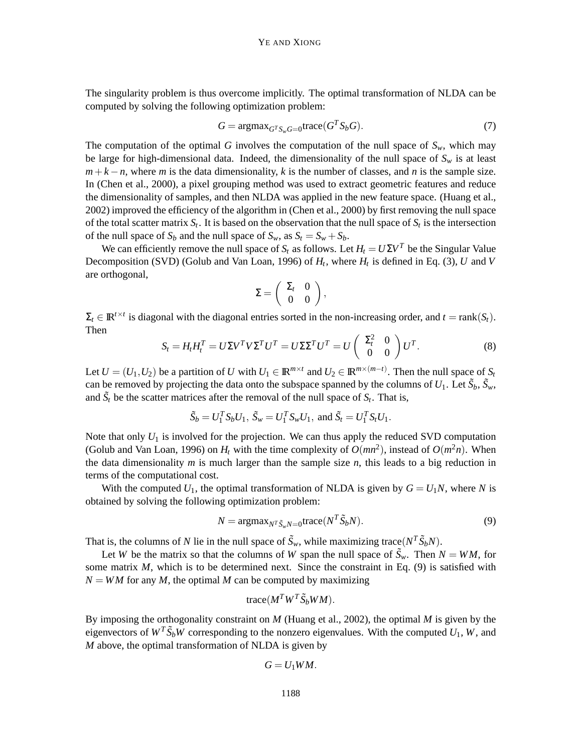The singularity problem is thus overcome implicitly. The optimal transformation of NLDA can be computed by solving the following optimization problem:

$$G = \text{argmax}_{G^T S_w G = 0} \text{trace}(G^T S_b G). \tag{7}$$

The computation of the optimal $G$ involves the computation of the null space of $S_w$, which may be large for high-dimensional data. Indeed, the dimensionality of the null space of $S_w$ is at least $m + k - n$, where $m$ is the data dimensionality, $k$ is the number of classes, and $n$ is the sample size. In (Chen et al., 2000), a pixel grouping method was used to extract geometric features and reduce the dimensionality of samples, and then NLDA was applied in the new feature space. (Huang et al., 2002) improved the efficiency of the algorithm in (Chen et al., 2000) by first removing the null space of the total scatter matrix $S_t$. It is based on the observation that the null space of $S_t$ is the intersection of the null space of $S_b$ and the null space of $S_w$, as $S_t = S_w + S_b$.

We can efficiently remove the null space of $S_t$ as follows. Let $H_t = U\Sigma V^T$ be the Singular Value Decomposition (SVD) (Golub and Van Loan, 1996) of $H_t$, where $H_t$ is defined in Eq. (3), $U$ and $V$ are orthogonal,

$$\Sigma = \begin{pmatrix} \Sigma_t & 0 \\ 0 & 0 \end{pmatrix},$$

$\Sigma_t \in \mathbb{R}^{t \times t}$ is diagonal with the diagonal entries sorted in the non-increasing order, and $t = \text{rank}(S_t)$. Then

$$S_t = H_t H_t^T = U\Sigma V^T V \Sigma^T U^T = U \Sigma \Sigma^T U^T = U \begin{pmatrix} \Sigma_t^2 & 0 \\ 0 & 0 \end{pmatrix} U^T. \tag{8}$$

Let $U = (U_1, U_2)$ be a partition of $U$ with $U_1 \in \mathbb{R}^{m \times t}$ and $U_2 \in \mathbb{R}^{m \times (m-t)}$. Then the null space of $S_t$ can be removed by projecting the data onto the subspace spanned by the columns of $U_1$. Let $\tilde{S}_b$, $\tilde{S}_w$, and $\tilde{S}_t$ be the scatter matrices after the removal of the null space of $S_t$. That is,

$$\tilde{S}_b = U_1^T S_b U_1, \; \tilde{S}_w = U_1^T S_w U_1, \text{ and } \tilde{S}_t = U_1^T S_t U_1.$$

Note that only $U_1$ is involved for the projection. We can thus apply the reduced SVD computation (Golub and Van Loan, 1996) on $H_t$ with the time complexity of $O(mn^2)$, instead of $O(m^2 n)$. When the data dimensionality $m$ is much larger than the sample size $n$, this leads to a big reduction in terms of the computational cost.

With the computed $U_1$, the optimal transformation of NLDA is given by $G = U_1 N$, where $N$ is obtained by solving the following optimization problem:

$$N = \text{argmax}_{N^T \tilde{S}_w N = 0} \text{trace}(N^T \tilde{S}_b N). \tag{9}$$

That is, the columns of $N$ lie in the null space of $\tilde{S}_w$, while maximizing $\text{trace}(N^T \tilde{S}_b N)$.

Let $W$ be the matrix so that the columns of $W$ span the null space of $\tilde{S}_w$. Then $N = WM$, for some matrix $M$, which is to be determined next. Since the constraint in Eq. (9) is satisfied with $N = WM$ for any $M$, the optimal $M$ can be computed by maximizing

$$\text{trace}(M^T W^T \tilde{S}_b W M).$$

By imposing the orthogonality constraint on $M$ (Huang et al., 2002), the optimal $M$ is given by the eigenvectors of $W^T \tilde{S}_b W$ corresponding to the nonzero eigenvalues. With the computed $U_1$, $W$, and $M$ above, the optimal transformation of NLDA is given by

$$G = U_1 W M.$$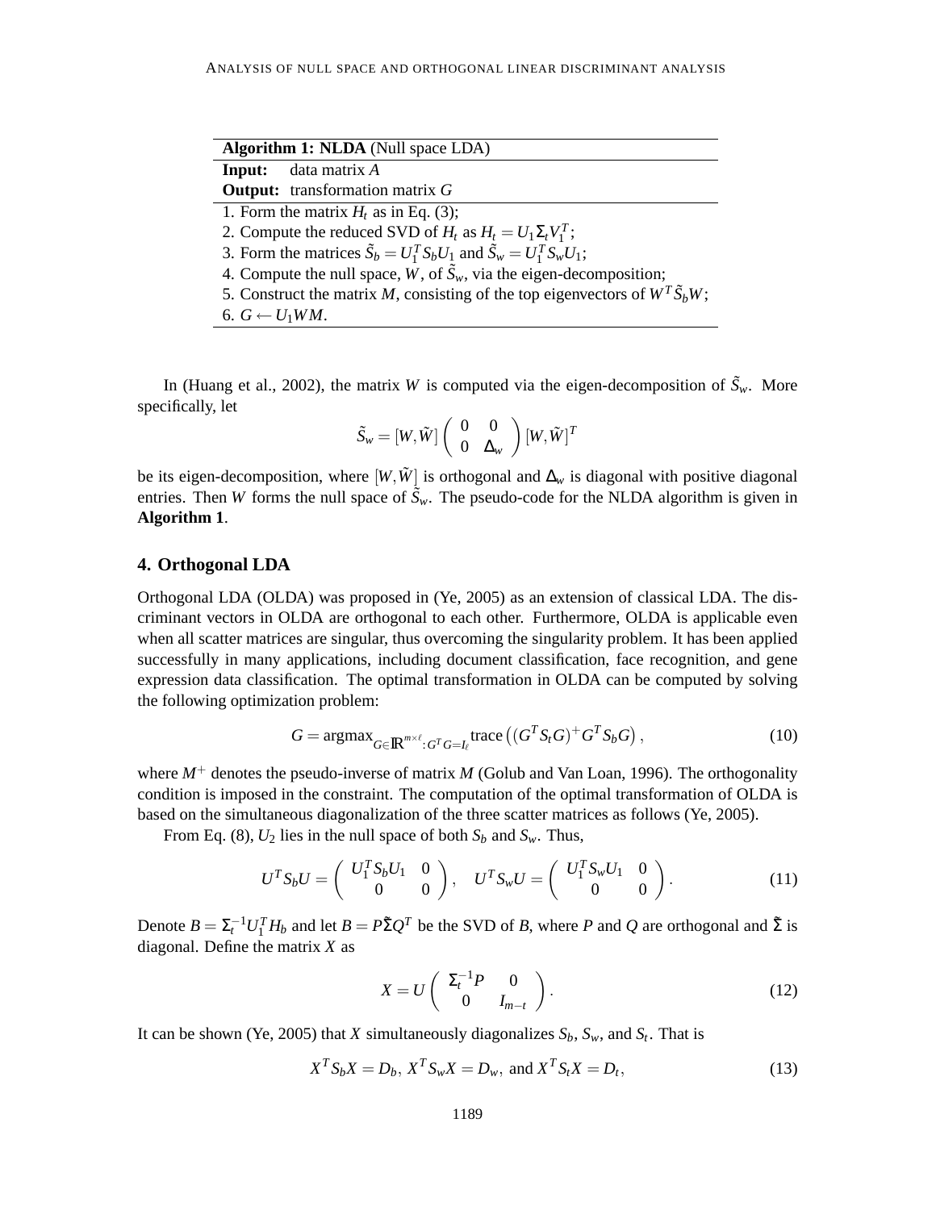| **Algorithm 1: NLDA** (Null space LDA) |
| --- |
| **Input:** data matrix $A$ |
| **Output:** transformation matrix $G$ |
| 1. Form the matrix $H_t$ as in Eq. (3); |
| 2. Compute the reduced SVD of $H_t$ as $H_t = U_1 \Sigma_t V_1^T$; |
| 3. Form the matrices $\tilde{S}_b = U_1^T S_b U_1$ and $\tilde{S}_w = U_1^T S_w U_1$; |
| 4. Compute the null space, $W$, of $\tilde{S}_w$, via the eigen-decomposition; |
| 5. Construct the matrix $M$, consisting of the top eigenvectors of $W^T \tilde{S}_b W$; |
| 6. $G \leftarrow U_1 W M$. |

In (Huang et al., 2002), the matrix $W$ is computed via the eigen-decomposition of $\tilde{S}_w$. More specifically, let

$$\tilde{S}_w = [W, \tilde{W}] \begin{pmatrix} 0 & 0 \\ 0 & \Delta_w \end{pmatrix} [W, \tilde{W}]^T$$

be its eigen-decomposition, where $[W, \tilde{W}]$ is orthogonal and $\Delta_w$ is diagonal with positive diagonal entries. Then $W$ forms the null space of $\tilde{S}_w$. The pseudo-code for the NLDA algorithm is given in **Algorithm 1**.

## 4. Orthogonal LDA

Orthogonal LDA (OLDA) was proposed in (Ye, 2005) as an extension of classical LDA. The discriminant vectors in OLDA are orthogonal to each other. Furthermore, OLDA is applicable even when all scatter matrices are singular, thus overcoming the singularity problem. It has been applied successfully in many applications, including document classification, face recognition, and gene expression data classification. The optimal transformation in OLDA can be computed by solving the following optimization problem:

$$G = \text{argmax}_{G \in \mathbb{R}^{m \times \ell} : G^T G = I_\ell} \text{trace}\left( (G^T S_t G)^+ G^T S_b G \right), \tag{10}$$

where $M^+$ denotes the pseudo-inverse of matrix $M$ (Golub and Van Loan, 1996). The orthogonality condition is imposed in the constraint. The computation of the optimal transformation of OLDA is based on the simultaneous diagonalization of the three scatter matrices as follows (Ye, 2005).

From Eq. (8), $U_2$ lies in the null space of both $S_b$ and $S_w$. Thus,

$$U^T S_b U = \begin{pmatrix} U_1^T S_b U_1 & 0 \\ 0 & 0 \end{pmatrix}, \quad U^T S_w U = \begin{pmatrix} U_1^T S_w U_1 & 0 \\ 0 & 0 \end{pmatrix}. \tag{11}$$

Denote $B = \Sigma_t^{-1} U_1^T H_b$ and let $B = P \tilde{\Sigma} Q^T$ be the SVD of $B$, where $P$ and $Q$ are orthogonal and $\tilde{\Sigma}$ is diagonal. Define the matrix $X$ as

$$X = U \begin{pmatrix} \Sigma_t^{-1} P & 0 \\ 0 & I_{m-t} \end{pmatrix}. \tag{12}$$

It can be shown (Ye, 2005) that $X$ simultaneously diagonalizes $S_b$, $S_w$, and $S_t$. That is

$$X^T S_b X = D_b, \; X^T S_w X = D_w, \text{ and } X^T S_t X = D_t, \tag{13}$$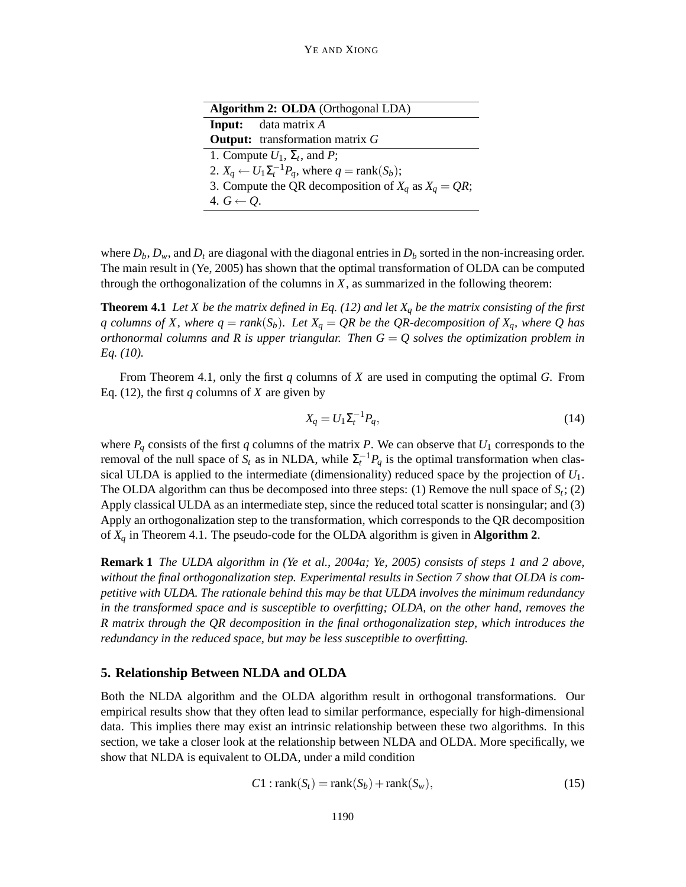**Algorithm 2: OLDA** (Orthogonal LDA)

**Input:** data matrix $A$

**Output:** transformation matrix $G$

1. Compute $U_1$, $\Sigma_t$, and $P$;
2. $X_q \leftarrow U_1 \Sigma_t^{-1} P_q$, where $q = \text{rank}(S_b)$;
3. Compute the QR decomposition of $X_q$ as $X_q = QR$;
4. $G \leftarrow Q$.

where $D_b$, $D_w$, and $D_t$ are diagonal with the diagonal entries in $D_b$ sorted in the non-increasing order. The main result in (Ye, 2005) has shown that the optimal transformation of OLDA can be computed through the orthogonalization of the columns in $X$, as summarized in the following theorem:

**Theorem 4.1** *Let $X$ be the matrix defined in Eq. (12) and let $X_q$ be the matrix consisting of the first $q$ columns of $X$, where $q = rank(S_b)$. Let $X_q = QR$ be the QR-decomposition of $X_q$, where $Q$ has orthonormal columns and $R$ is upper triangular. Then $G = Q$ solves the optimization problem in Eq. (10).*

From Theorem 4.1, only the first $q$ columns of $X$ are used in computing the optimal $G$. From Eq. (12), the first $q$ columns of $X$ are given by

$$X_q = U_1 \Sigma_t^{-1} P_q, \tag{14}$$

where $P_q$ consists of the first $q$ columns of the matrix $P$. We can observe that $U_1$ corresponds to the removal of the null space of $S_t$ as in NLDA, while $\Sigma_t^{-1} P_q$ is the optimal transformation when classical ULDA is applied to the intermediate (dimensionality) reduced space by the projection of $U_1$. The OLDA algorithm can thus be decomposed into three steps: (1) Remove the null space of $S_t$; (2) Apply classical ULDA as an intermediate step, since the reduced total scatter is nonsingular; and (3) Apply an orthogonalization step to the transformation, which corresponds to the QR decomposition of $X_q$ in Theorem 4.1. The pseudo-code for the OLDA algorithm is given in **Algorithm 2**.

**Remark 1** *The ULDA algorithm in (Ye et al., 2004a; Ye, 2005) consists of steps 1 and 2 above, without the final orthogonalization step. Experimental results in Section 7 show that OLDA is competitive with ULDA. The rationale behind this may be that ULDA involves the minimum redundancy in the transformed space and is susceptible to overfitting; OLDA, on the other hand, removes the R matrix through the QR decomposition in the final orthogonalization step, which introduces the redundancy in the reduced space, but may be less susceptible to overfitting.*

## 5. Relationship Between NLDA and OLDA

Both the NLDA algorithm and the OLDA algorithm result in orthogonal transformations. Our empirical results show that they often lead to similar performance, especially for high-dimensional data. This implies there may exist an intrinsic relationship between these two algorithms. In this section, we take a closer look at the relationship between NLDA and OLDA. More specifically, we show that NLDA is equivalent to OLDA, under a mild condition

$$C1 : \text{rank}(S_t) = \text{rank}(S_b) + \text{rank}(S_w), \tag{15}$$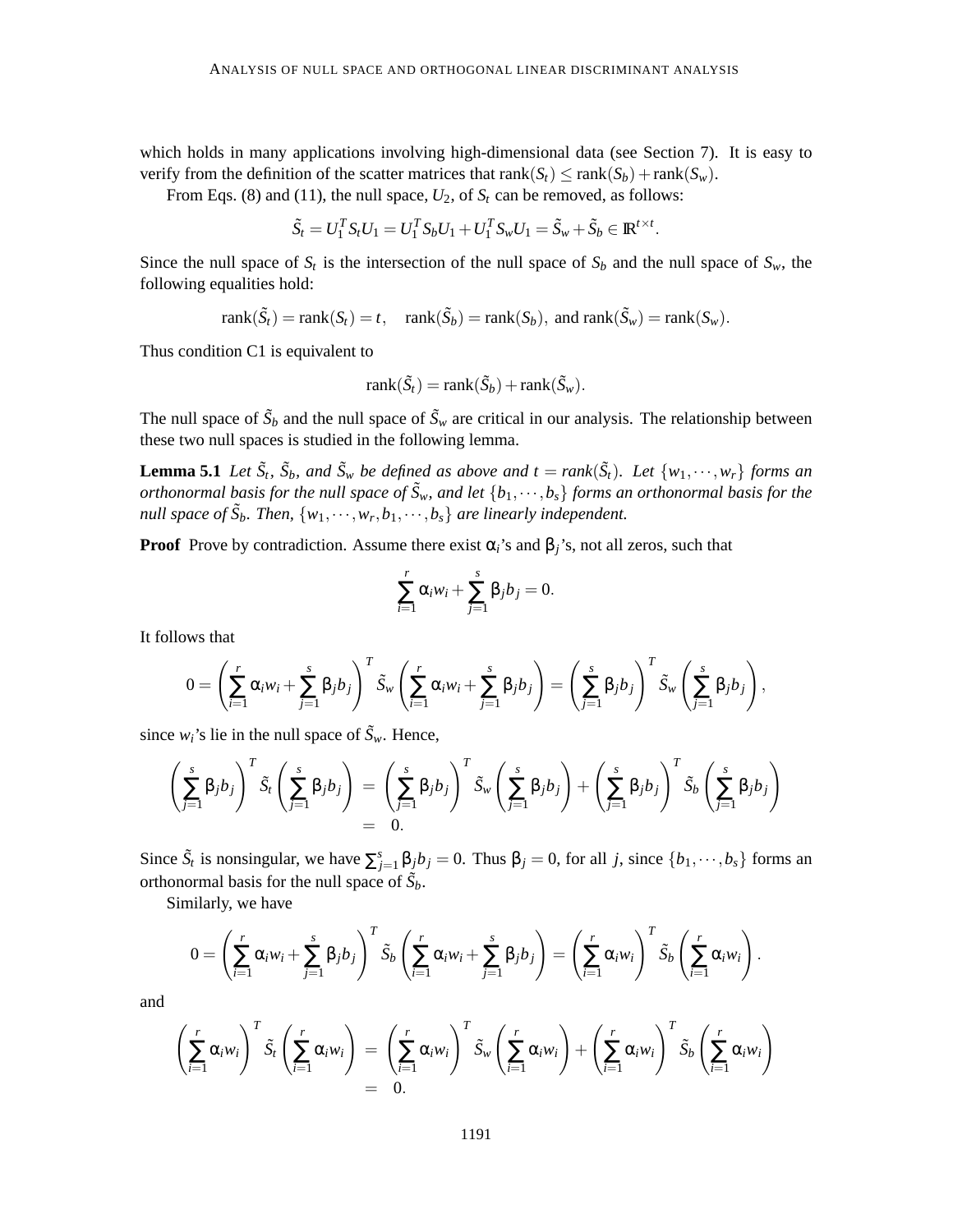which holds in many applications involving high-dimensional data (see Section 7). It is easy to verify from the definition of the scatter matrices that $\text{rank}(S_t) \leq \text{rank}(S_b) + \text{rank}(S_w)$.

From Eqs. (8) and (11), the null space, $U_2$, of $S_t$ can be removed, as follows:

$$\tilde{S}_t = U_1^T S_t U_1 = U_1^T S_b U_1 + U_1^T S_w U_1 = \tilde{S}_w + \tilde{S}_b \in \mathbb{R}^{t \times t}.$$

Since the null space of $S_t$ is the intersection of the null space of $S_b$ and the null space of $S_w$, the following equalities hold:

$$\text{rank}(\tilde{S}_t) = \text{rank}(S_t) = t, \quad \text{rank}(\tilde{S}_b) = \text{rank}(S_b), \text{ and } \text{rank}(\tilde{S}_w) = \text{rank}(S_w).$$

Thus condition C1 is equivalent to

$$\text{rank}(\tilde{S}_t) = \text{rank}(\tilde{S}_b) + \text{rank}(\tilde{S}_w).$$

The null space of $\tilde{S}_b$ and the null space of $\tilde{S}_w$ are critical in our analysis. The relationship between these two null spaces is studied in the following lemma.

**Lemma 5.1** *Let $\tilde{S}_t$, $\tilde{S}_b$, and $\tilde{S}_w$ be defined as above and $t = \text{rank}(\tilde{S}_t)$. Let $\{w_1, \cdots, w_r\}$ forms an orthonormal basis for the null space of $\tilde{S}_w$, and let $\{b_1, \cdots, b_s\}$ forms an orthonormal basis for the null space of $\tilde{S}_b$. Then, $\{w_1, \cdots, w_r, b_1, \cdots, b_s\}$ are linearly independent.*

**Proof** Prove by contradiction. Assume there exist $\alpha_i$'s and $\beta_j$'s, not all zeros, such that

$$\sum_{i=1}^{r} \alpha_i w_i + \sum_{j=1}^{s} \beta_j b_j = 0.$$

It follows that

$$0 = \left( \sum_{i=1}^{r} \alpha_i w_i + \sum_{j=1}^{s} \beta_j b_j \right)^T \tilde{S}_w \left( \sum_{i=1}^{r} \alpha_i w_i + \sum_{j=1}^{s} \beta_j b_j \right) = \left( \sum_{j=1}^{s} \beta_j b_j \right)^T \tilde{S}_w \left( \sum_{j=1}^{s} \beta_j b_j \right),$$

since $w_i$'s lie in the null space of $\tilde{S}_w$. Hence,

$$\begin{aligned} \left( \sum_{j=1}^{s} \beta_j b_j \right)^T \tilde{S}_t \left( \sum_{j=1}^{s} \beta_j b_j \right) &= \left( \sum_{j=1}^{s} \beta_j b_j \right)^T \tilde{S}_w \left( \sum_{j=1}^{s} \beta_j b_j \right) + \left( \sum_{j=1}^{s} \beta_j b_j \right)^T \tilde{S}_b \left( \sum_{j=1}^{s} \beta_j b_j \right) \\ &= 0. \end{aligned}$$

Since $\tilde{S}_t$ is nonsingular, we have $\sum_{j=1}^{s} \beta_j b_j = 0$. Thus $\beta_j = 0$, for all $j$, since $\{b_1, \cdots, b_s\}$ forms an orthonormal basis for the null space of $\tilde{S}_b$.

Similarly, we have

$$0 = \left( \sum_{i=1}^{r} \alpha_i w_i + \sum_{j=1}^{s} \beta_j b_j \right)^T \tilde{S}_b \left( \sum_{i=1}^{r} \alpha_i w_i + \sum_{j=1}^{s} \beta_j b_j \right) = \left( \sum_{i=1}^{r} \alpha_i w_i \right)^T \tilde{S}_b \left( \sum_{i=1}^{r} \alpha_i w_i \right).$$

and

$$\begin{aligned} \left( \sum_{i=1}^{r} \alpha_i w_i \right)^T \tilde{S}_t \left( \sum_{i=1}^{r} \alpha_i w_i \right) &= \left( \sum_{i=1}^{r} \alpha_i w_i \right)^T \tilde{S}_w \left( \sum_{i=1}^{r} \alpha_i w_i \right) + \left( \sum_{i=1}^{r} \alpha_i w_i \right)^T \tilde{S}_b \left( \sum_{i=1}^{r} \alpha_i w_i \right) \\ &= 0. \end{aligned}$$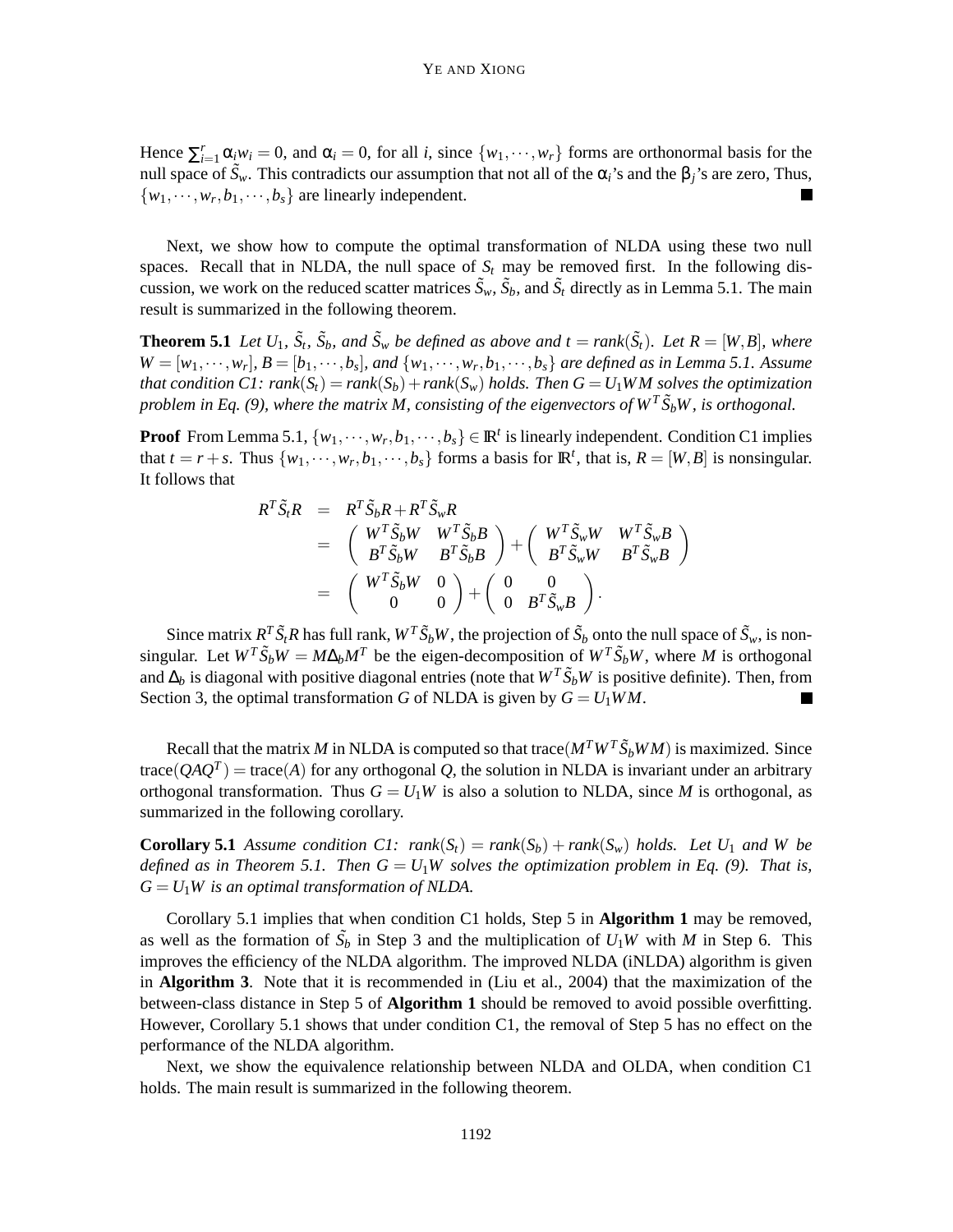Hence $\sum_{i=1}^{r} \alpha_i w_i = 0$, and $\alpha_i = 0$, for all $i$, since $\{w_1, \cdots, w_r\}$ forms are orthonormal basis for the null space of $\tilde{S}_w$. This contradicts our assumption that not all of the $\alpha_i$'s and the $\beta_j$'s are zero, Thus, $\{w_1, \cdots, w_r, b_1, \cdots, b_s\}$ are linearly independent. ■

Next, we show how to compute the optimal transformation of NLDA using these two null spaces. Recall that in NLDA, the null space of $S_t$ may be removed first. In the following discussion, we work on the reduced scatter matrices $\tilde{S}_w$, $\tilde{S}_b$, and $\tilde{S}_t$ directly as in Lemma 5.1. The main result is summarized in the following theorem.

**Theorem 5.1** *Let $U_1$, $\tilde{S}_t$, $\tilde{S}_b$, and $\tilde{S}_w$ be defined as above and $t = rank(\tilde{S}_t)$. Let $R = [W, B]$, where $W = [w_1, \cdots, w_r]$, $B = [b_1, \cdots, b_s]$, and $\{w_1, \cdots, w_r, b_1, \cdots, b_s\}$ are defined as in Lemma 5.1. Assume that condition C1: $rank(S_t) = rank(S_b) + rank(S_w)$ holds. Then $G = U_1 W M$ solves the optimization problem in Eq. (9), where the matrix $M$, consisting of the eigenvectors of $W^T \tilde{S}_b W$, is orthogonal.*

**Proof** From Lemma 5.1, $\{w_1, \cdots, w_r, b_1, \cdots, b_s\} \in \mathbb{R}^t$ is linearly independent. Condition C1 implies that $t = r + s$. Thus $\{w_1, \cdots, w_r, b_1, \cdots, b_s\}$ forms a basis for $\mathbb{R}^t$, that is, $R = [W, B]$ is nonsingular. It follows that

$$
\begin{aligned}
R^T \tilde{S}_t R &= R^T \tilde{S}_b R + R^T \tilde{S}_w R \\
&= \begin{pmatrix} W^T \tilde{S}_b W & W^T \tilde{S}_b B \\ B^T \tilde{S}_b W & B^T \tilde{S}_b B \end{pmatrix} + \begin{pmatrix} W^T \tilde{S}_w W & W^T \tilde{S}_w B \\ B^T \tilde{S}_w W & B^T \tilde{S}_w B \end{pmatrix} \\
&= \begin{pmatrix} W^T \tilde{S}_b W & 0 \\ 0 & 0 \end{pmatrix} + \begin{pmatrix} 0 & 0 \\ 0 & B^T \tilde{S}_w B \end{pmatrix}.
\end{aligned}
$$

Since matrix $R^T \tilde{S}_t R$ has full rank, $W^T \tilde{S}_b W$, the projection of $\tilde{S}_b$ onto the null space of $\tilde{S}_w$, is nonsingular. Let $W^T \tilde{S}_b W = M \Delta_b M^T$ be the eigen-decomposition of $W^T \tilde{S}_b W$, where $M$ is orthogonal and $\Delta_b$ is diagonal with positive diagonal entries (note that $W^T \tilde{S}_b W$ is positive definite). Then, from Section 3, the optimal transformation $G$ of NLDA is given by $G = U_1 W M$. ■

Recall that the matrix $M$ in NLDA is computed so that $\text{trace}(M^T W^T \tilde{S}_b W M)$ is maximized. Since $\text{trace}(Q A Q^T) = \text{trace}(A)$ for any orthogonal $Q$, the solution in NLDA is invariant under an arbitrary orthogonal transformation. Thus $G = U_1 W$ is also a solution to NLDA, since $M$ is orthogonal, as summarized in the following corollary.

**Corollary 5.1** *Assume condition C1: $rank(S_t) = rank(S_b) + rank(S_w)$ holds. Let $U_1$ and $W$ be defined as in Theorem 5.1. Then $G = U_1 W$ solves the optimization problem in Eq. (9). That is, $G = U_1 W$ is an optimal transformation of NLDA.*

Corollary 5.1 implies that when condition C1 holds, Step 5 in **Algorithm 1** may be removed, as well as the formation of $\tilde{S}_b$ in Step 3 and the multiplication of $U_1 W$ with $M$ in Step 6. This improves the efficiency of the NLDA algorithm. The improved NLDA (iNLDA) algorithm is given in **Algorithm 3**. Note that it is recommended in (Liu et al., 2004) that the maximization of the between-class distance in Step 5 of **Algorithm 1** should be removed to avoid possible overfitting. However, Corollary 5.1 shows that under condition C1, the removal of Step 5 has no effect on the performance of the NLDA algorithm.

Next, we show the equivalence relationship between NLDA and OLDA, when condition C1 holds. The main result is summarized in the following theorem.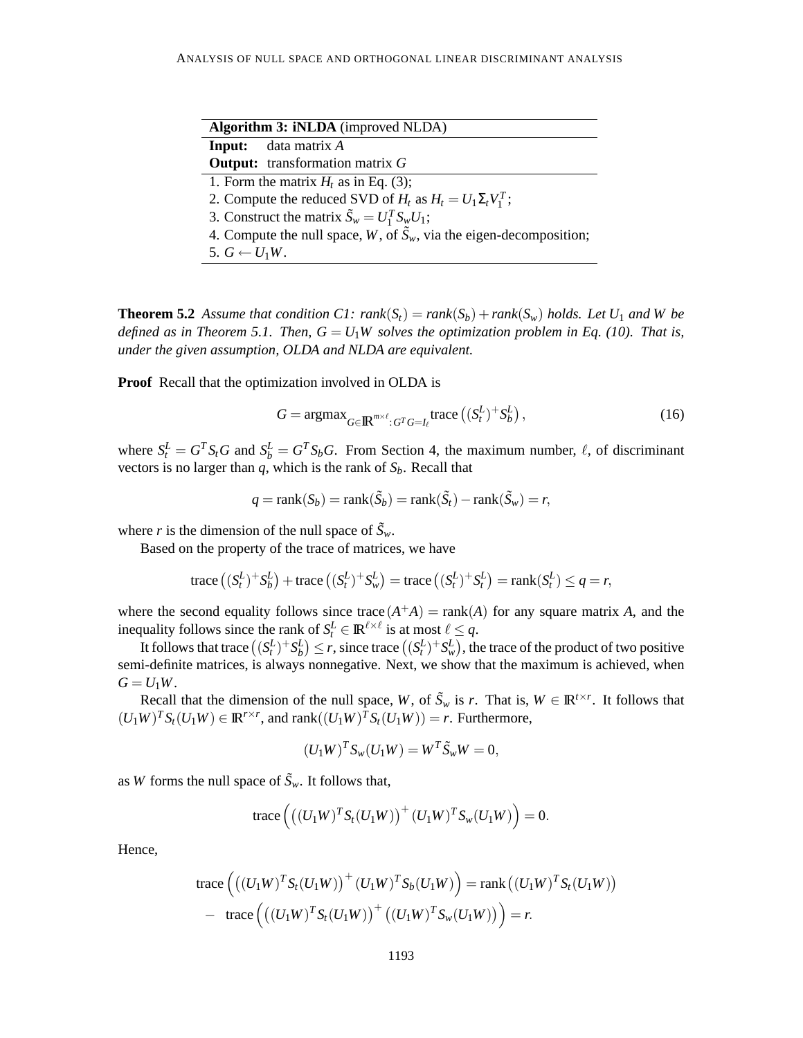| **Algorithm 3: iNLDA** (improved NLDA) |
|---|
| **Input:** data matrix $A$ |
| **Output:** transformation matrix $G$ |
| 1. Form the matrix $H_t$ as in Eq. (3); |
| 2. Compute the reduced SVD of $H_t$ as $H_t = U_1 \Sigma_t V_1^T$; |
| 3. Construct the matrix $\tilde{S}_w = U_1^T S_w U_1$; |
| 4. Compute the null space, $W$, of $\tilde{S}_w$, via the eigen-decomposition; |
| 5. $G \leftarrow U_1 W$. |

**Theorem 5.2** *Assume that condition C1: $rank(S_t) = rank(S_b) + rank(S_w)$ holds. Let $U_1$ and $W$ be defined as in Theorem 5.1. Then, $G = U_1 W$ solves the optimization problem in Eq. (10). That is, under the given assumption, OLDA and NLDA are equivalent.*

**Proof** Recall that the optimization involved in OLDA is

$$G = \text{argmax}_{G \in \mathbb{R}^{m \times \ell}: G^T G = I_\ell} \text{trace}\left((S_t^L)^+ S_b^L\right), \tag{16}$$

where $S_t^L = G^T S_t G$ and $S_b^L = G^T S_b G$. From Section 4, the maximum number, $\ell$, of discriminant vectors is no larger than $q$, which is the rank of $S_b$. Recall that

$$q = \text{rank}(S_b) = \text{rank}(\tilde{S}_b) = \text{rank}(\tilde{S}_t) - \text{rank}(\tilde{S}_w) = r,$$

where $r$ is the dimension of the null space of $\tilde{S}_w$.

Based on the property of the trace of matrices, we have

$$\text{trace}\left((S_t^L)^+ S_b^L\right) + \text{trace}\left((S_t^L)^+ S_w^L\right) = \text{trace}\left((S_t^L)^+ S_t^L\right) = \text{rank}(S_t^L) \le q = r,$$

where the second equality follows since $\text{trace}(A^+ A) = \text{rank}(A)$ for any square matrix $A$, and the inequality follows since the rank of $S_t^L \in \mathbb{R}^{\ell \times \ell}$ is at most $\ell \le q$.

It follows that $\text{trace}\left((S_t^L)^+ S_b^L\right) \le r$, since $\text{trace}\left((S_t^L)^+ S_w^L\right)$, the trace of the product of two positive semi-definite matrices, is always nonnegative. Next, we show that the maximum is achieved, when $G = U_1 W$.

Recall that the dimension of the null space, $W$, of $\tilde{S}_w$ is $r$. That is, $W \in \mathbb{R}^{t \times r}$. It follows that $(U_1 W)^T S_t (U_1 W) \in \mathbb{R}^{r \times r}$, and $\text{rank}((U_1 W)^T S_t (U_1 W)) = r$. Furthermore,

$$(U_1 W)^T S_w (U_1 W) = W^T \tilde{S}_w W = 0,$$

as $W$ forms the null space of $\tilde{S}_w$. It follows that,

$$\text{trace}\left(\left((U_1 W)^T S_t (U_1 W)\right)^+ (U_1 W)^T S_w (U_1 W)\right) = 0.$$

Hence,

$$\begin{aligned}
\text{trace}\left(\left((U_1 W)^T S_t (U_1 W)\right)^+ (U_1 W)^T S_b (U_1 W)\right) &= \text{rank}\left((U_1 W)^T S_t (U_1 W)\right) \\
- \ \text{trace}\left(\left((U_1 W)^T S_t (U_1 W)\right)^+ \left((U_1 W)^T S_w (U_1 W)\right)\right) &= r.
\end{aligned}$$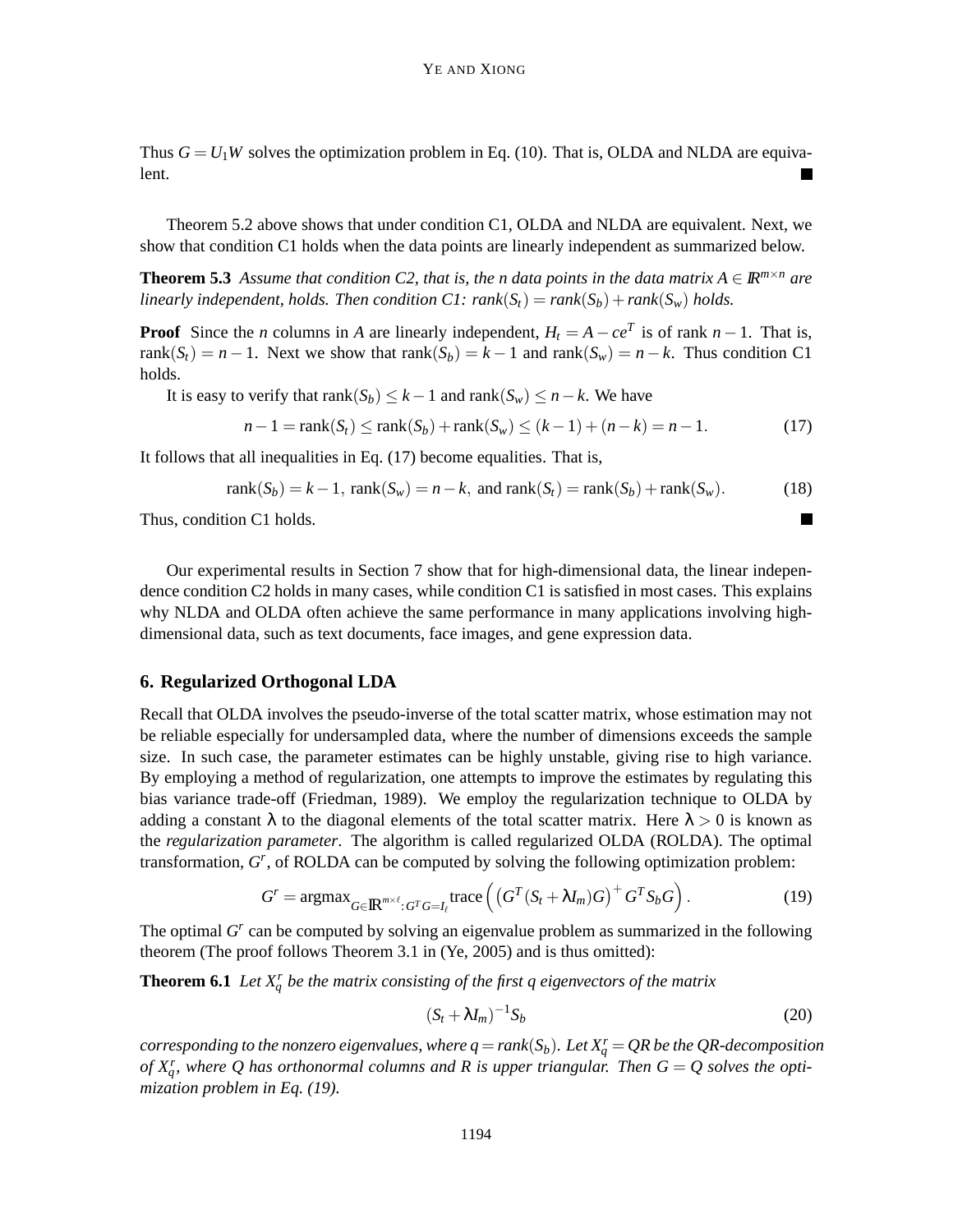Thus $G = U_1 W$ solves the optimization problem in Eq. (10). That is, OLDA and NLDA are equivalent. ■

Theorem 5.2 above shows that under condition C1, OLDA and NLDA are equivalent. Next, we show that condition C1 holds when the data points are linearly independent as summarized below.

**Theorem 5.3** *Assume that condition C2, that is, the $n$ data points in the data matrix $A \in \mathbb{R}^{m \times n}$ are linearly independent, holds. Then condition C1: $\text{rank}(S_t) = \text{rank}(S_b) + \text{rank}(S_w)$ holds.*

**Proof** Since the $n$ columns in $A$ are linearly independent, $H_t = A - ce^T$ is of rank $n-1$. That is, $\text{rank}(S_t) = n-1$. Next we show that $\text{rank}(S_b) = k-1$ and $\text{rank}(S_w) = n-k$. Thus condition C1 holds.

It is easy to verify that $\text{rank}(S_b) \leq k-1$ and $\text{rank}(S_w) \leq n-k$. We have

$$n-1 = \text{rank}(S_t) \leq \text{rank}(S_b) + \text{rank}(S_w) \leq (k-1) + (n-k) = n-1. \tag{17}$$

It follows that all inequalities in Eq. (17) become equalities. That is,

$$\text{rank}(S_b) = k-1, \ \text{rank}(S_w) = n-k, \text{ and } \text{rank}(S_t) = \text{rank}(S_b) + \text{rank}(S_w). \tag{18}$$

Thus, condition C1 holds. ■

Our experimental results in Section 7 show that for high-dimensional data, the linear independence condition C2 holds in many cases, while condition C1 is satisfied in most cases. This explains why NLDA and OLDA often achieve the same performance in many applications involving high-dimensional data, such as text documents, face images, and gene expression data.

## 6. Regularized Orthogonal LDA

Recall that OLDA involves the pseudo-inverse of the total scatter matrix, whose estimation may not be reliable especially for undersampled data, where the number of dimensions exceeds the sample size. In such case, the parameter estimates can be highly unstable, giving rise to high variance. By employing a method of regularization, one attempts to improve the estimates by regulating this bias variance trade-off (Friedman, 1989). We employ the regularization technique to OLDA by adding a constant $\lambda$ to the diagonal elements of the total scatter matrix. Here $\lambda > 0$ is known as the *regularization parameter*. The algorithm is called regularized OLDA (ROLDA). The optimal transformation, $G^r$, of ROLDA can be computed by solving the following optimization problem:

$$G^r = \text{argmax}_{G \in \mathbb{R}^{m \times \ell}: G^T G = I_\ell} \text{trace}\left( \left(G^T (S_t + \lambda I_m) G\right)^+ G^T S_b G \right). \tag{19}$$

The optimal $G^r$ can be computed by solving an eigenvalue problem as summarized in the following theorem (The proof follows Theorem 3.1 in (Ye, 2005) and is thus omitted):

**Theorem 6.1** *Let $X_q^r$ be the matrix consisting of the first $q$ eigenvectors of the matrix*

$$(S_t + \lambda I_m)^{-1} S_b \tag{20}$$

*corresponding to the nonzero eigenvalues, where $q = \text{rank}(S_b)$. Let $X_q^r = QR$ be the QR-decomposition of $X_q^r$, where $Q$ has orthonormal columns and $R$ is upper triangular. Then $G = Q$ solves the optimization problem in Eq. (19).*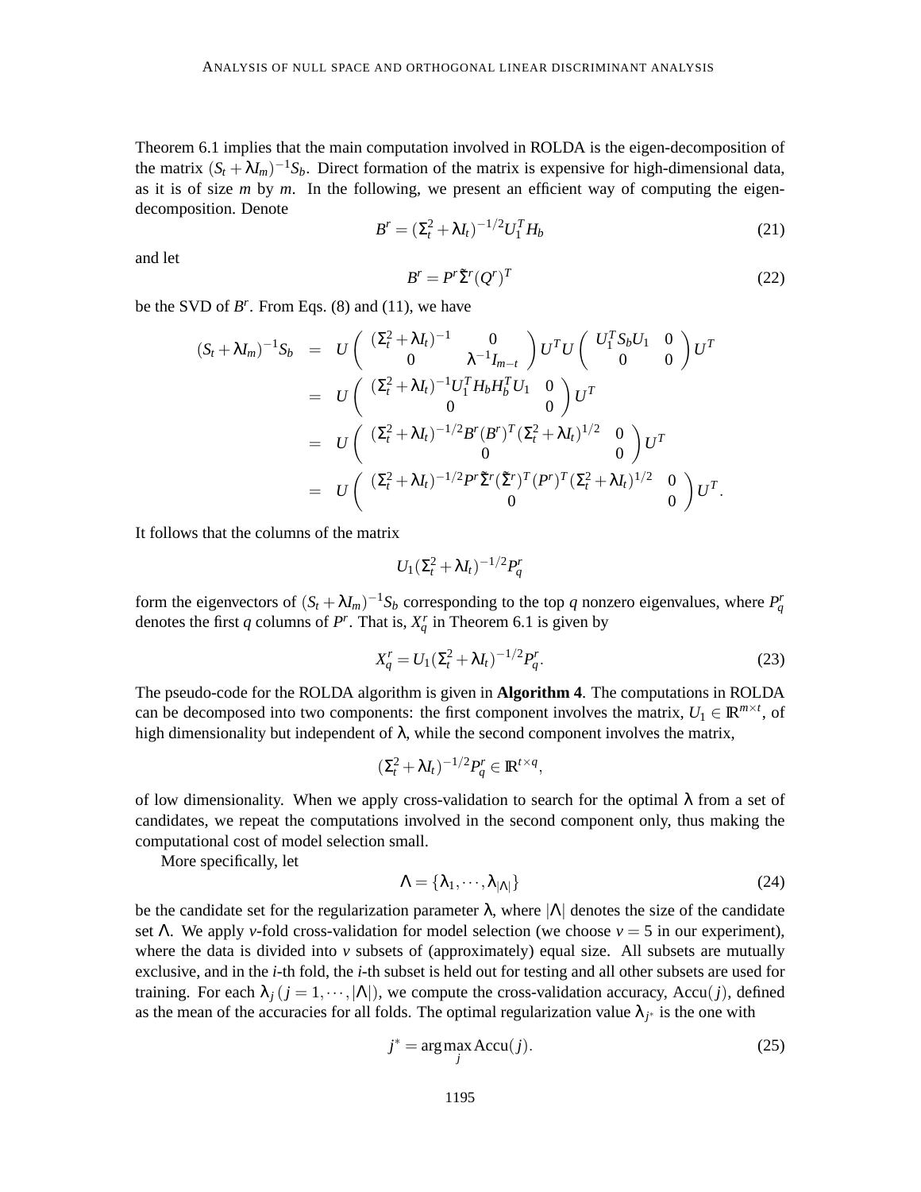Theorem 6.1 implies that the main computation involved in ROLDA is the eigen-decomposition of the matrix $(S_t + \lambda I_m)^{-1} S_b$. Direct formation of the matrix is expensive for high-dimensional data, as it is of size $m$ by $m$. In the following, we present an efficient way of computing the eigen-decomposition. Denote

$$B^r = (\Sigma_t^2 + \lambda I_t)^{-1/2} U_1^T H_b \tag{21}$$

and let

$$B^r = P^r \tilde{\Sigma}^r (Q^r)^T \tag{22}$$

be the SVD of $B^r$. From Eqs. (8) and (11), we have

$$\begin{aligned}
(S_t + \lambda I_m)^{-1} S_b &= U \begin{pmatrix} (\Sigma_t^2 + \lambda I_t)^{-1} & 0 \\ 0 & \lambda^{-1} I_{m-t} \end{pmatrix} U^T U \begin{pmatrix} U_1^T S_b U_1 & 0 \\ 0 & 0 \end{pmatrix} U^T \\
&= U \begin{pmatrix} (\Sigma_t^2 + \lambda I_t)^{-1} U_1^T H_b H_b^T U_1 & 0 \\ 0 & 0 \end{pmatrix} U^T \\
&= U \begin{pmatrix} (\Sigma_t^2 + \lambda I_t)^{-1/2} B^r (B^r)^T (\Sigma_t^2 + \lambda I_t)^{1/2} & 0 \\ 0 & 0 \end{pmatrix} U^T \\
&= U \begin{pmatrix} (\Sigma_t^2 + \lambda I_t)^{-1/2} P^r \tilde{\Sigma}^r (\tilde{\Sigma}^r)^T (P^r)^T (\Sigma_t^2 + \lambda I_t)^{1/2} & 0 \\ 0 & 0 \end{pmatrix} U^T.
\end{aligned}$$

It follows that the columns of the matrix

$$U_1 (\Sigma_t^2 + \lambda I_t)^{-1/2} P_q^r$$

form the eigenvectors of $(S_t + \lambda I_m)^{-1} S_b$ corresponding to the top $q$ nonzero eigenvalues, where $P_q^r$ denotes the first $q$ columns of $P^r$. That is, $X_q^r$ in Theorem 6.1 is given by

$$X_q^r = U_1 (\Sigma_t^2 + \lambda I_t)^{-1/2} P_q^r. \tag{23}$$

The pseudo-code for the ROLDA algorithm is given in **Algorithm 4**. The computations in ROLDA can be decomposed into two components: the first component involves the matrix, $U_1 \in \mathbb{R}^{m \times t}$, of high dimensionality but independent of $\lambda$, while the second component involves the matrix,

$$(\Sigma_t^2 + \lambda I_t)^{-1/2} P_q^r \in \mathbb{R}^{t \times q},$$

of low dimensionality. When we apply cross-validation to search for the optimal $\lambda$ from a set of candidates, we repeat the computations involved in the second component only, thus making the computational cost of model selection small.

More specifically, let

$$\Lambda = \{\lambda_1, \cdots, \lambda_{|\Lambda|}\} \tag{24}$$

be the candidate set for the regularization parameter $\lambda$, where $|\Lambda|$ denotes the size of the candidate set $\Lambda$. We apply $v$-fold cross-validation for model selection (we choose $v = 5$ in our experiment), where the data is divided into $v$ subsets of (approximately) equal size. All subsets are mutually exclusive, and in the $i$-th fold, the $i$-th subset is held out for testing and all other subsets are used for training. For each $\lambda_j$ $(j = 1, \cdots, |\Lambda|)$, we compute the cross-validation accuracy, $\text{Accu}(j)$, defined as the mean of the accuracies for all folds. The optimal regularization value $\lambda_{j^*}$ is the one with

$$j^* = \arg\max_j \text{Accu}(j). \tag{25}$$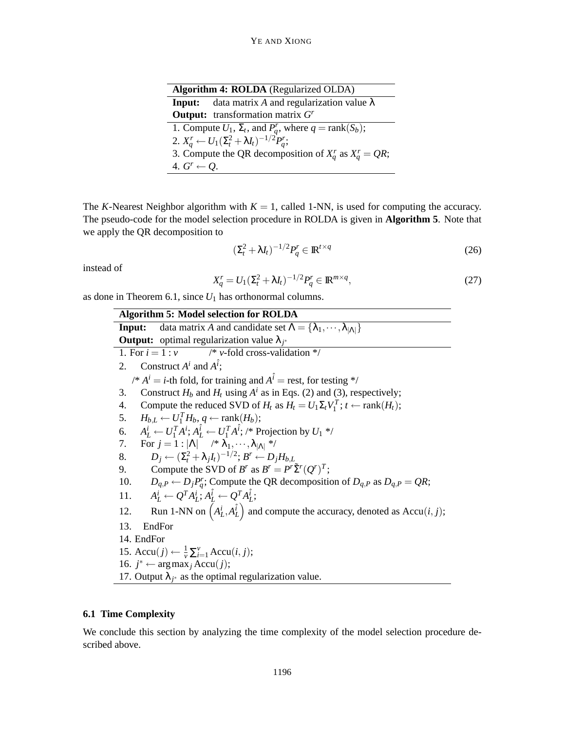**Algorithm 4: ROLDA** (Regularized OLDA)

**Input:** data matrix $A$ and regularization value $\lambda$

**Output:** transformation matrix $G^r$

1. Compute $U_1$, $\Sigma_t$, and $P_q^r$, where $q = \text{rank}(S_b)$;
2. $X_q^r \leftarrow U_1(\Sigma_t^2 + \lambda I_t)^{-1/2} P_q^r$;
3. Compute the QR decomposition of $X_q^r$ as $X_q^r = QR$;
4. $G^r \leftarrow Q$.

The $K$-Nearest Neighbor algorithm with $K = 1$, called 1-NN, is used for computing the accuracy. The pseudo-code for the model selection procedure in ROLDA is given in **Algorithm 5**. Note that we apply the QR decomposition to

$$(\Sigma_t^2 + \lambda I_t)^{-1/2} P_q^r \in \mathbb{R}^{t \times q} \tag{26}$$

instead of

$$X_q^r = U_1(\Sigma_t^2 + \lambda I_t)^{-1/2} P_q^r \in \mathbb{R}^{m \times q}, \tag{27}$$

as done in Theorem 6.1, since $U_1$ has orthonormal columns.

**Algorithm 5: Model selection for ROLDA**

**Input:** data matrix $A$ and candidate set $\Lambda = \{\lambda_1, \cdots, \lambda_{|\Lambda|}\}$

**Output:** optimal regularization value $\lambda_{j^*}$

1. For $i = 1 : v$ /* $v$-fold cross-validation */
2. Construct $A^i$ and $A^{\hat{i}}$;
   /* $A^i = i$-th fold, for training and $A^{\hat{i}} =$ rest, for testing */
3. Construct $H_b$ and $H_t$ using $A^i$ as in Eqs. (2) and (3), respectively;
4. Compute the reduced SVD of $H_t$ as $H_t = U_1 \Sigma_t V_1^T$; $t \leftarrow \text{rank}(H_t)$;
5. $H_{b,L} \leftarrow U_1^T H_b$, $q \leftarrow \text{rank}(H_b)$;
6. $A_L^i \leftarrow U_1^T A^i$; $A_L^{\hat{i}} \leftarrow U_1^T A^{\hat{i}}$; /* Projection by $U_1$ */
7. For $j = 1 : |\Lambda|$ /* $\lambda_1, \cdots, \lambda_{|\Lambda|}$ */
8. $D_j \leftarrow (\Sigma_t^2 + \lambda_j I_t)^{-1/2}$; $B^r \leftarrow D_j H_{b,L}$
9. Compute the SVD of $B^r$ as $B^r = P^r \tilde{\Sigma}^r (Q^r)^T$;
10. $D_{q,P} \leftarrow D_j P_q^r$; Compute the QR decomposition of $D_{q,P}$ as $D_{q,P} = QR$;
11. $A_L^i \leftarrow Q^T A_L^i$; $A_L^{\hat{i}} \leftarrow Q^T A_L^{\hat{i}}$;
12. Run 1-NN on $\left(A_L^i, A_L^{\hat{i}}\right)$ and compute the accuracy, denoted as $\text{Accu}(i, j)$;
13. EndFor
14. EndFor
15. $\text{Accu}(j) \leftarrow \frac{1}{v} \sum_{i=1}^{v} \text{Accu}(i, j)$;
16. $j^* \leftarrow \arg\max_j \text{Accu}(j)$;
17. Output $\lambda_{j^*}$ as the optimal regularization value.

### 6.1 Time Complexity

We conclude this section by analyzing the time complexity of the model selection procedure described above.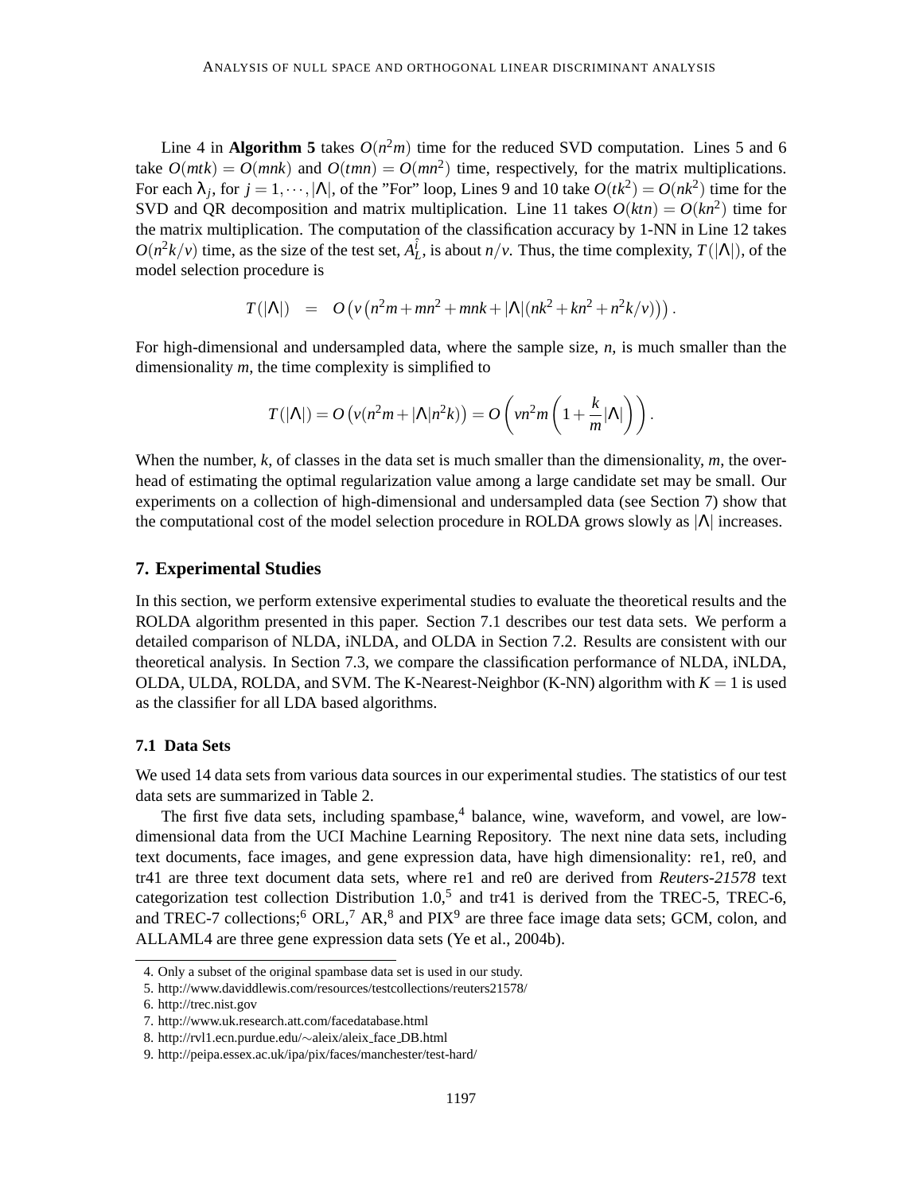Line 4 in **Algorithm 5** takes $O(n^2m)$ time for the reduced SVD computation. Lines 5 and 6 take $O(mtk) = O(mnk)$ and $O(tmn) = O(mn^2)$ time, respectively, for the matrix multiplications. For each $\lambda_j$, for $j = 1, \cdots, |\Lambda|$, of the "For" loop, Lines 9 and 10 take $O(tk^2) = O(nk^2)$ time for the SVD and QR decomposition and matrix multiplication. Line 11 takes $O(ktn) = O(kn^2)$ time for the matrix multiplication. The computation of the classification accuracy by 1-NN in Line 12 takes $O(n^2k/v)$ time, as the size of the test set, $A_L^{\hat{i}}$, is about $n/v$. Thus, the time complexity, $T(|\Lambda|)$, of the model selection procedure is

$$T(|\Lambda|) \quad = \quad O\left(v\left(n^2m + mn^2 + mnk + |\Lambda|(nk^2 + kn^2 + n^2k/v)\right)\right).$$

For high-dimensional and undersampled data, where the sample size, $n$, is much smaller than the dimensionality $m$, the time complexity is simplified to

$$T(|\Lambda|) = O\left(v(n^2m + |\Lambda|n^2k)\right) = O\left(vn^2m\left(1 + \frac{k}{m}|\Lambda|\right)\right).$$

When the number, $k$, of classes in the data set is much smaller than the dimensionality, $m$, the overhead of estimating the optimal regularization value among a large candidate set may be small. Our experiments on a collection of high-dimensional and undersampled data (see Section 7) show that the computational cost of the model selection procedure in ROLDA grows slowly as $|\Lambda|$ increases.

## 7. Experimental Studies

In this section, we perform extensive experimental studies to evaluate the theoretical results and the ROLDA algorithm presented in this paper. Section 7.1 describes our test data sets. We perform a detailed comparison of NLDA, iNLDA, and OLDA in Section 7.2. Results are consistent with our theoretical analysis. In Section 7.3, we compare the classification performance of NLDA, iNLDA, OLDA, ULDA, ROLDA, and SVM. The K-Nearest-Neighbor (K-NN) algorithm with $K = 1$ is used as the classifier for all LDA based algorithms.

### 7.1 Data Sets

We used 14 data sets from various data sources in our experimental studies. The statistics of our test data sets are summarized in Table 2.

The first five data sets, including spambase,[4] balance, wine, waveform, and vowel, are low-dimensional data from the UCI Machine Learning Repository. The next nine data sets, including text documents, face images, and gene expression data, have high dimensionality: re1, re0, and tr41 are three text document data sets, where re1 and re0 are derived from *Reuters-21578* text categorization test collection Distribution 1.0,[5] and tr41 is derived from the TREC-5, TREC-6, and TREC-7 collections;[6] ORL,[7] AR,[8] and PIX[9] are three face image data sets; GCM, colon, and ALLAML4 are three gene expression data sets (Ye et al., 2004b).

4. Only a subset of the original spambase data set is used in our study.
5. http://www.daviddlewis.com/resources/testcollections/reuters21578/
6. http://trec.nist.gov
7. http://www.uk.research.att.com/facedatabase.html
8. http://rvl1.ecn.purdue.edu/∼aleix/aleix_face_DB.html
9. http://peipa.essex.ac.uk/ipa/pix/faces/manchester/test-hard/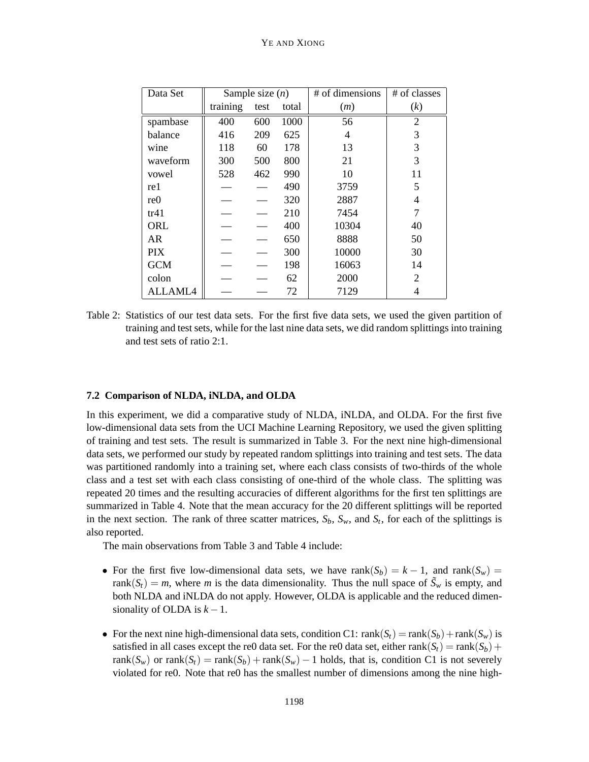| Data Set | Sample size ($n$) | | | # of dimensions | # of classes |
|---|---|---|---|---|---|
| | training | test | total | ($m$) | ($k$) |
| spambase | 400 | 600 | 1000 | 56 | 2 |
| balance | 416 | 209 | 625 | 4 | 3 |
| wine | 118 | 60 | 178 | 13 | 3 |
| waveform | 300 | 500 | 800 | 21 | 3 |
| vowel | 528 | 462 | 990 | 10 | 11 |
| re1 | — | — | 490 | 3759 | 5 |
| re0 | — | — | 320 | 2887 | 4 |
| tr41 | — | — | 210 | 7454 | 7 |
| ORL | — | — | 400 | 10304 | 40 |
| AR | — | — | 650 | 8888 | 50 |
| PIX | — | — | 300 | 10000 | 30 |
| GCM | — | — | 198 | 16063 | 14 |
| colon | — | — | 62 | 2000 | 2 |
| ALLAML4 | — | — | 72 | 7129 | 4 |

Table 2: Statistics of our test data sets. For the first five data sets, we used the given partition of training and test sets, while for the last nine data sets, we did random splittings into training and test sets of ratio 2:1.

### 7.2 Comparison of NLDA, iNLDA, and OLDA

In this experiment, we did a comparative study of NLDA, iNLDA, and OLDA. For the first five low-dimensional data sets from the UCI Machine Learning Repository, we used the given splitting of training and test sets. The result is summarized in Table 3. For the next nine high-dimensional data sets, we performed our study by repeated random splittings into training and test sets. The data was partitioned randomly into a training set, where each class consists of two-thirds of the whole class and a test set with each class consisting of one-third of the whole class. The splitting was repeated 20 times and the resulting accuracies of different algorithms for the first ten splittings are summarized in Table 4. Note that the mean accuracy for the 20 different splittings will be reported in the next section. The rank of three scatter matrices, $S_b$, $S_w$, and $S_t$, for each of the splittings is also reported.

The main observations from Table 3 and Table 4 include:

- For the first five low-dimensional data sets, we have $\text{rank}(S_b) = k-1$, and $\text{rank}(S_w) = \text{rank}(S_t) = m$, where $m$ is the data dimensionality. Thus the null space of $\tilde{S}_w$ is empty, and both NLDA and iNLDA do not apply. However, OLDA is applicable and the reduced dimensionality of OLDA is $k-1$.
- For the next nine high-dimensional data sets, condition C1: $\text{rank}(S_t) = \text{rank}(S_b) + \text{rank}(S_w)$ is satisfied in all cases except the re0 data set. For the re0 data set, either $\text{rank}(S_t) = \text{rank}(S_b) + \text{rank}(S_w)$ or $\text{rank}(S_t) = \text{rank}(S_b) + \text{rank}(S_w) - 1$ holds, that is, condition C1 is not severely violated for re0. Note that re0 has the smallest number of dimensions among the nine high-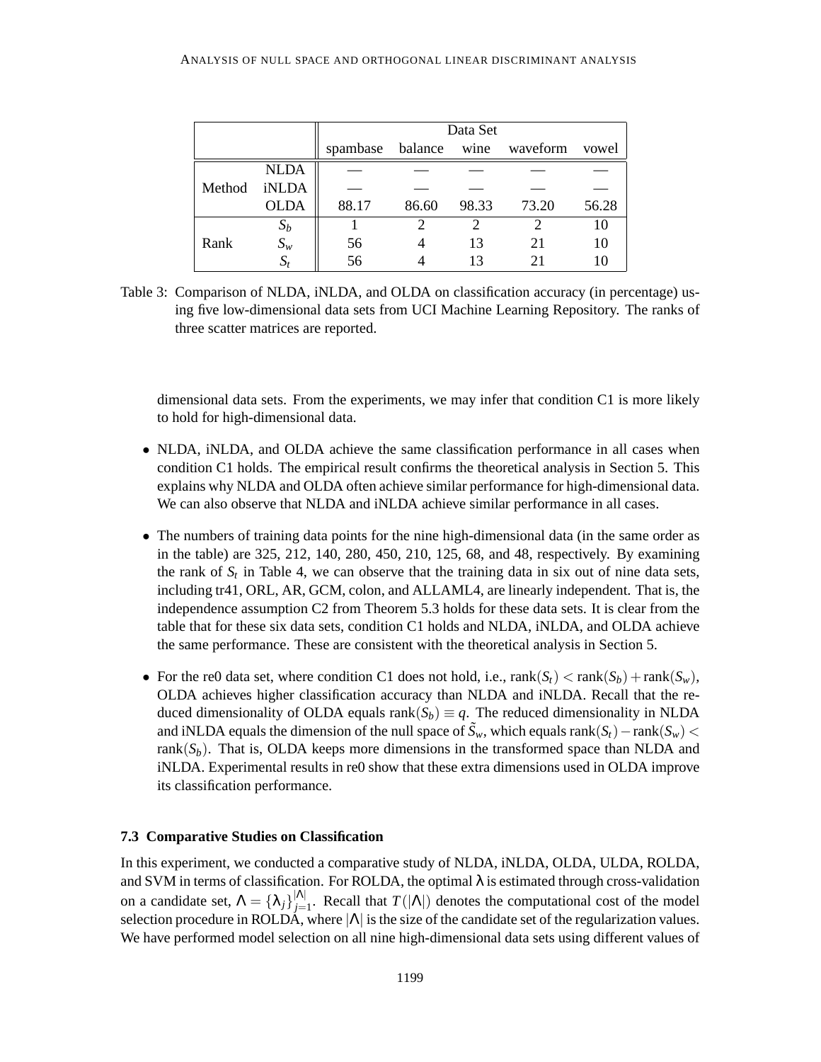| | | Data Set | | | | |
|---|---|---|---|---|---|---|
| | | spambase | balance | wine | waveform | vowel |
| Method | NLDA | — | — | — | — | — |
| | iNLDA | — | — | — | — | — |
| | OLDA | 88.17 | 86.60 | 98.33 | 73.20 | 56.28 |
| Rank | $S_b$ | 1 | 2 | 2 | 2 | 10 |
| | $S_w$ | 56 | 4 | 13 | 21 | 10 |
| | $S_t$ | 56 | 4 | 13 | 21 | 10 |

Table 3: Comparison of NLDA, iNLDA, and OLDA on classification accuracy (in percentage) using five low-dimensional data sets from UCI Machine Learning Repository. The ranks of three scatter matrices are reported.

dimensional data sets. From the experiments, we may infer that condition C1 is more likely to hold for high-dimensional data.

- NLDA, iNLDA, and OLDA achieve the same classification performance in all cases when condition C1 holds. The empirical result confirms the theoretical analysis in Section 5. This explains why NLDA and OLDA often achieve similar performance for high-dimensional data. We can also observe that NLDA and iNLDA achieve similar performance in all cases.

- The numbers of training data points for the nine high-dimensional data (in the same order as in the table) are 325, 212, 140, 280, 450, 210, 125, 68, and 48, respectively. By examining the rank of $S_t$ in Table 4, we can observe that the training data in six out of nine data sets, including tr41, ORL, AR, GCM, colon, and ALLAML4, are linearly independent. That is, the independence assumption C2 from Theorem 5.3 holds for these data sets. It is clear from the table that for these six data sets, condition C1 holds and NLDA, iNLDA, and OLDA achieve the same performance. These are consistent with the theoretical analysis in Section 5.

- For the re0 data set, where condition C1 does not hold, i.e., $\text{rank}(S_t) < \text{rank}(S_b) + \text{rank}(S_w)$, OLDA achieves higher classification accuracy than NLDA and iNLDA. Recall that the reduced dimensionality of OLDA equals $\text{rank}(S_b) \equiv q$. The reduced dimensionality in NLDA and iNLDA equals the dimension of the null space of $\tilde{S}_w$, which equals $\text{rank}(S_t) - \text{rank}(S_w) < \text{rank}(S_b)$. That is, OLDA keeps more dimensions in the transformed space than NLDA and iNLDA. Experimental results in re0 show that these extra dimensions used in OLDA improve its classification performance.

### 7.3 Comparative Studies on Classification

In this experiment, we conducted a comparative study of NLDA, iNLDA, OLDA, ULDA, ROLDA, and SVM in terms of classification. For ROLDA, the optimal $\lambda$ is estimated through cross-validation on a candidate set, $\Lambda = \{\lambda_j\}_{j=1}^{|\Lambda|}$. Recall that $T(|\Lambda|)$ denotes the computational cost of the model selection procedure in ROLDA, where $|\Lambda|$ is the size of the candidate set of the regularization values. We have performed model selection on all nine high-dimensional data sets using different values of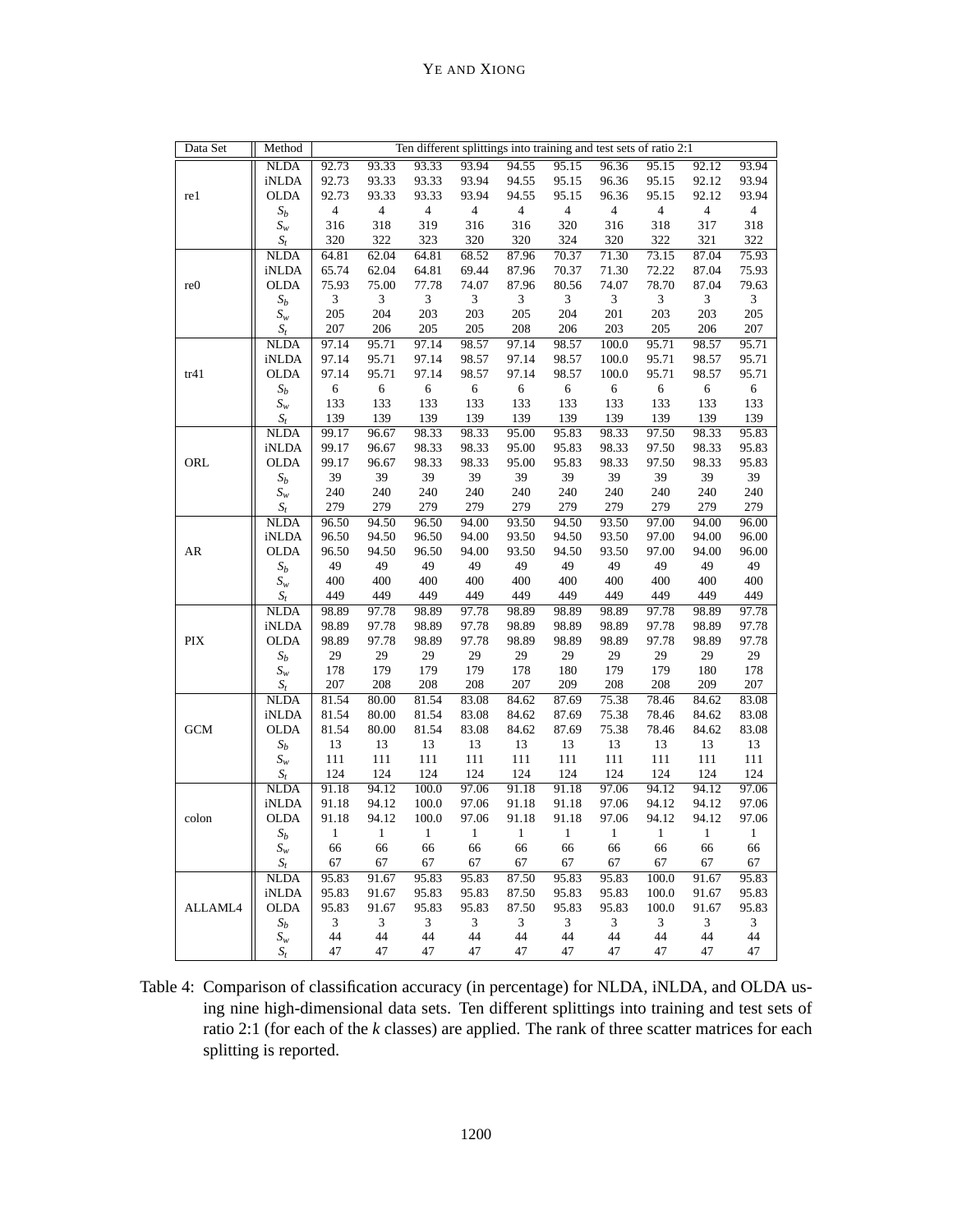| Data Set | Method | Ten different splittings into training and test sets of ratio 2:1 | | | | | | | | | |
|---|---|---|---|---|---|---|---|---|---|---|---|
| re1 | NLDA | 92.73 | 93.33 | 93.33 | 93.94 | 94.55 | 95.15 | 96.36 | 95.15 | 92.12 | 93.94 |
| | iNLDA | 92.73 | 93.33 | 93.33 | 93.94 | 94.55 | 95.15 | 96.36 | 95.15 | 92.12 | 93.94 |
| | OLDA | 92.73 | 93.33 | 93.33 | 93.94 | 94.55 | 95.15 | 96.36 | 95.15 | 92.12 | 93.94 |
| | $S_b$ | 4 | 4 | 4 | 4 | 4 | 4 | 4 | 4 | 4 | 4 |
| | $S_w$ | 316 | 318 | 319 | 316 | 316 | 320 | 316 | 318 | 317 | 318 |
| | $S_t$ | 320 | 322 | 323 | 320 | 320 | 324 | 320 | 322 | 321 | 322 |
| re0 | NLDA | 64.81 | 62.04 | 64.81 | 68.52 | 87.96 | 70.37 | 71.30 | 73.15 | 87.04 | 75.93 |
| | iNLDA | 65.74 | 62.04 | 64.81 | 69.44 | 87.96 | 70.37 | 71.30 | 72.22 | 87.04 | 75.93 |
| | OLDA | 75.93 | 75.00 | 77.78 | 74.07 | 87.96 | 80.56 | 74.07 | 78.70 | 87.04 | 79.63 |
| | $S_b$ | 3 | 3 | 3 | 3 | 3 | 3 | 3 | 3 | 3 | 3 |
| | $S_w$ | 205 | 204 | 203 | 203 | 205 | 204 | 201 | 203 | 203 | 205 |
| | $S_t$ | 207 | 206 | 205 | 205 | 208 | 206 | 203 | 205 | 206 | 207 |
| tr41 | NLDA | 97.14 | 95.71 | 97.14 | 98.57 | 97.14 | 98.57 | 100.0 | 95.71 | 98.57 | 95.71 |
| | iNLDA | 97.14 | 95.71 | 97.14 | 98.57 | 97.14 | 98.57 | 100.0 | 95.71 | 98.57 | 95.71 |
| | OLDA | 97.14 | 95.71 | 97.14 | 98.57 | 97.14 | 98.57 | 100.0 | 95.71 | 98.57 | 95.71 |
| | $S_b$ | 6 | 6 | 6 | 6 | 6 | 6 | 6 | 6 | 6 | 6 |
| | $S_w$ | 133 | 133 | 133 | 133 | 133 | 133 | 133 | 133 | 133 | 133 |
| | $S_t$ | 139 | 139 | 139 | 139 | 139 | 139 | 139 | 139 | 139 | 139 |
| ORL | NLDA | 99.17 | 96.67 | 98.33 | 98.33 | 95.00 | 95.83 | 98.33 | 97.50 | 98.33 | 95.83 |
| | iNLDA | 99.17 | 96.67 | 98.33 | 98.33 | 95.00 | 95.83 | 98.33 | 97.50 | 98.33 | 95.83 |
| | OLDA | 99.17 | 96.67 | 98.33 | 98.33 | 95.00 | 95.83 | 98.33 | 97.50 | 98.33 | 95.83 |
| | $S_b$ | 39 | 39 | 39 | 39 | 39 | 39 | 39 | 39 | 39 | 39 |
| | $S_w$ | 240 | 240 | 240 | 240 | 240 | 240 | 240 | 240 | 240 | 240 |
| | $S_t$ | 279 | 279 | 279 | 279 | 279 | 279 | 279 | 279 | 279 | 279 |
| AR | NLDA | 96.50 | 94.50 | 96.50 | 94.00 | 93.50 | 94.50 | 93.50 | 97.00 | 94.00 | 96.00 |
| | iNLDA | 96.50 | 94.50 | 96.50 | 94.00 | 93.50 | 94.50 | 93.50 | 97.00 | 94.00 | 96.00 |
| | OLDA | 96.50 | 94.50 | 96.50 | 94.00 | 93.50 | 94.50 | 93.50 | 97.00 | 94.00 | 96.00 |
| | $S_b$ | 49 | 49 | 49 | 49 | 49 | 49 | 49 | 49 | 49 | 49 |
| | $S_w$ | 400 | 400 | 400 | 400 | 400 | 400 | 400 | 400 | 400 | 400 |
| | $S_t$ | 449 | 449 | 449 | 449 | 449 | 449 | 449 | 449 | 449 | 449 |
| PIX | NLDA | 98.89 | 97.78 | 98.89 | 97.78 | 98.89 | 98.89 | 98.89 | 97.78 | 98.89 | 97.78 |
| | iNLDA | 98.89 | 97.78 | 98.89 | 97.78 | 98.89 | 98.89 | 98.89 | 97.78 | 98.89 | 97.78 |
| | OLDA | 98.89 | 97.78 | 98.89 | 97.78 | 98.89 | 98.89 | 98.89 | 97.78 | 98.89 | 97.78 |
| | $S_b$ | 29 | 29 | 29 | 29 | 29 | 29 | 29 | 29 | 29 | 29 |
| | $S_w$ | 178 | 179 | 179 | 179 | 178 | 180 | 179 | 179 | 180 | 178 |
| | $S_t$ | 207 | 208 | 208 | 208 | 207 | 209 | 208 | 208 | 209 | 207 |
| GCM | NLDA | 81.54 | 80.00 | 81.54 | 83.08 | 84.62 | 87.69 | 75.38 | 78.46 | 84.62 | 83.08 |
| | iNLDA | 81.54 | 80.00 | 81.54 | 83.08 | 84.62 | 87.69 | 75.38 | 78.46 | 84.62 | 83.08 |
| | OLDA | 81.54 | 80.00 | 81.54 | 83.08 | 84.62 | 87.69 | 75.38 | 78.46 | 84.62 | 83.08 |
| | $S_b$ | 13 | 13 | 13 | 13 | 13 | 13 | 13 | 13 | 13 | 13 |
| | $S_w$ | 111 | 111 | 111 | 111 | 111 | 111 | 111 | 111 | 111 | 111 |
| | $S_t$ | 124 | 124 | 124 | 124 | 124 | 124 | 124 | 124 | 124 | 124 |
| colon | NLDA | 91.18 | 94.12 | 100.0 | 97.06 | 91.18 | 91.18 | 97.06 | 94.12 | 94.12 | 97.06 |
| | iNLDA | 91.18 | 94.12 | 100.0 | 97.06 | 91.18 | 91.18 | 97.06 | 94.12 | 94.12 | 97.06 |
| | OLDA | 91.18 | 94.12 | 100.0 | 97.06 | 91.18 | 91.18 | 97.06 | 94.12 | 94.12 | 97.06 |
| | $S_b$ | 1 | 1 | 1 | 1 | 1 | 1 | 1 | 1 | 1 | 1 |
| | $S_w$ | 66 | 66 | 66 | 66 | 66 | 66 | 66 | 66 | 66 | 66 |
| | $S_t$ | 67 | 67 | 67 | 67 | 67 | 67 | 67 | 67 | 67 | 67 |
| ALLAML4 | NLDA | 95.83 | 91.67 | 95.83 | 95.83 | 87.50 | 95.83 | 95.83 | 100.0 | 91.67 | 95.83 |
| | iNLDA | 95.83 | 91.67 | 95.83 | 95.83 | 87.50 | 95.83 | 95.83 | 100.0 | 91.67 | 95.83 |
| | OLDA | 95.83 | 91.67 | 95.83 | 95.83 | 87.50 | 95.83 | 95.83 | 100.0 | 91.67 | 95.83 |
| | $S_b$ | 3 | 3 | 3 | 3 | 3 | 3 | 3 | 3 | 3 | 3 |
| | $S_w$ | 44 | 44 | 44 | 44 | 44 | 44 | 44 | 44 | 44 | 44 |
| | $S_t$ | 47 | 47 | 47 | 47 | 47 | 47 | 47 | 47 | 47 | 47 |

Table 4: Comparison of classification accuracy (in percentage) for NLDA, iNLDA, and OLDA using nine high-dimensional data sets. Ten different splittings into training and test sets of ratio 2:1 (for each of the $k$ classes) are applied. The rank of three scatter matrices for each splitting is reported.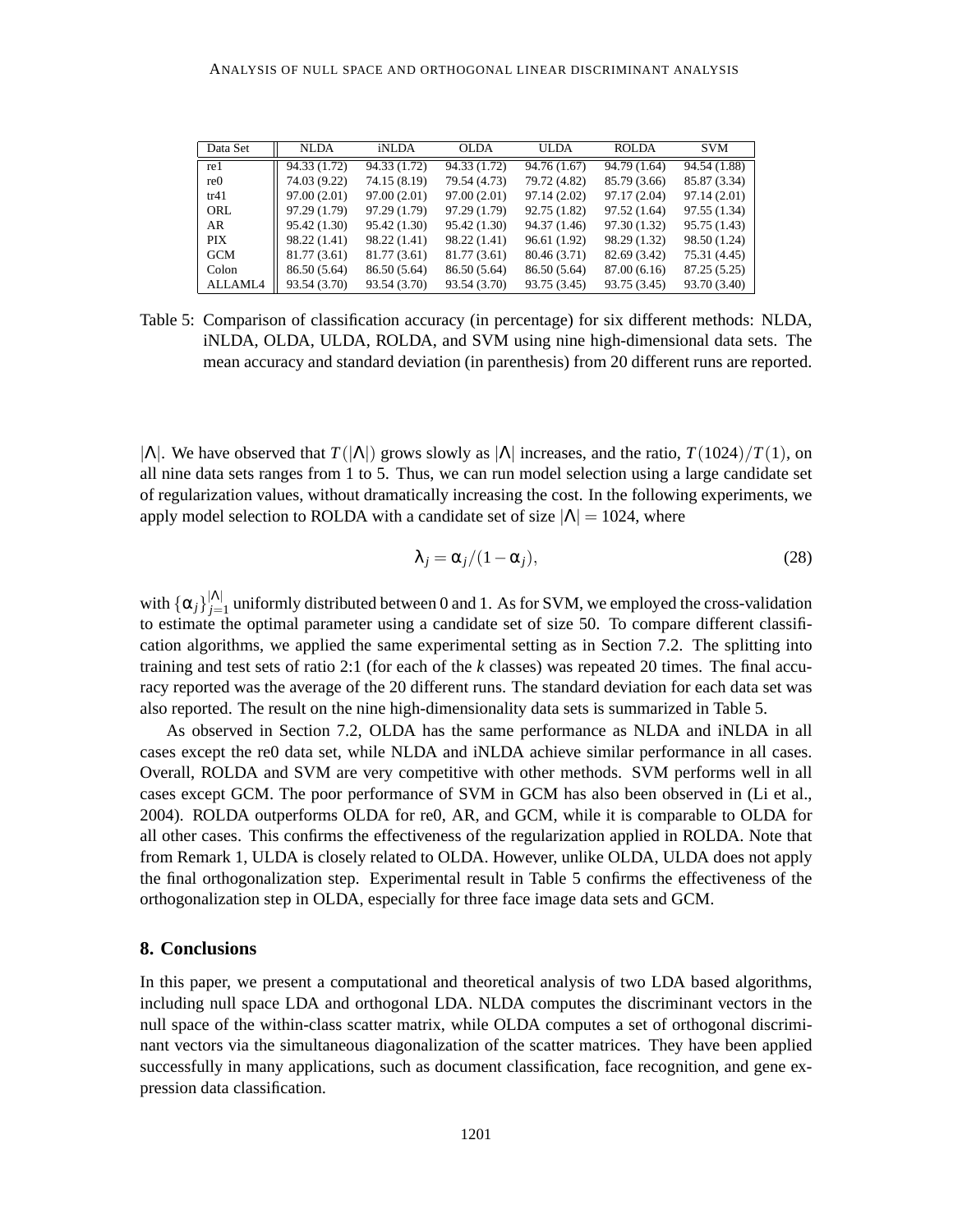| Data Set | NLDA | iNLDA | OLDA | ULDA | ROLDA | SVM |
|---|---|---|---|---|---|---|
| re1 | 94.33 (1.72) | 94.33 (1.72) | 94.33 (1.72) | 94.76 (1.67) | 94.79 (1.64) | 94.54 (1.88) |
| re0 | 74.03 (9.22) | 74.15 (8.19) | 79.54 (4.73) | 79.72 (4.82) | 85.79 (3.66) | 85.87 (3.34) |
| tr41 | 97.00 (2.01) | 97.00 (2.01) | 97.00 (2.01) | 97.14 (2.02) | 97.17 (2.04) | 97.14 (2.01) |
| ORL | 97.29 (1.79) | 97.29 (1.79) | 97.29 (1.79) | 92.75 (1.82) | 97.52 (1.64) | 97.55 (1.34) |
| AR | 95.42 (1.30) | 95.42 (1.30) | 95.42 (1.30) | 94.37 (1.46) | 97.30 (1.32) | 95.75 (1.43) |
| PIX | 98.22 (1.41) | 98.22 (1.41) | 98.22 (1.41) | 96.61 (1.92) | 98.29 (1.32) | 98.50 (1.24) |
| GCM | 81.77 (3.61) | 81.77 (3.61) | 81.77 (3.61) | 80.46 (3.71) | 82.69 (3.42) | 75.31 (4.45) |
| Colon | 86.50 (5.64) | 86.50 (5.64) | 86.50 (5.64) | 86.50 (5.64) | 87.00 (6.16) | 87.25 (5.25) |
| ALLAML4 | 93.54 (3.70) | 93.54 (3.70) | 93.54 (3.70) | 93.75 (3.45) | 93.75 (3.45) | 93.70 (3.40) |

Table 5: Comparison of classification accuracy (in percentage) for six different methods: NLDA, iNLDA, OLDA, ULDA, ROLDA, and SVM using nine high-dimensional data sets. The mean accuracy and standard deviation (in parenthesis) from 20 different runs are reported.

$|\Lambda|$. We have observed that $T(|\Lambda|)$ grows slowly as $|\Lambda|$ increases, and the ratio, $T(1024)/T(1)$, on all nine data sets ranges from 1 to 5. Thus, we can run model selection using a large candidate set of regularization values, without dramatically increasing the cost. In the following experiments, we apply model selection to ROLDA with a candidate set of size $|\Lambda| = 1024$, where

$$\lambda_j = \alpha_j/(1-\alpha_j), \tag{28}$$

with $\{\alpha_j\}_{j=1}^{|\Lambda|}$ uniformly distributed between 0 and 1. As for SVM, we employed the cross-validation to estimate the optimal parameter using a candidate set of size 50. To compare different classification algorithms, we applied the same experimental setting as in Section 7.2. The splitting into training and test sets of ratio 2:1 (for each of the $k$ classes) was repeated 20 times. The final accuracy reported was the average of the 20 different runs. The standard deviation for each data set was also reported. The result on the nine high-dimensionality data sets is summarized in Table 5.

As observed in Section 7.2, OLDA has the same performance as NLDA and iNLDA in all cases except the re0 data set, while NLDA and iNLDA achieve similar performance in all cases. Overall, ROLDA and SVM are very competitive with other methods. SVM performs well in all cases except GCM. The poor performance of SVM in GCM has also been observed in (Li et al., 2004). ROLDA outperforms OLDA for re0, AR, and GCM, while it is comparable to OLDA for all other cases. This confirms the effectiveness of the regularization applied in ROLDA. Note that from Remark 1, ULDA is closely related to OLDA. However, unlike OLDA, ULDA does not apply the final orthogonalization step. Experimental result in Table 5 confirms the effectiveness of the orthogonalization step in OLDA, especially for three face image data sets and GCM.

## 8. Conclusions

In this paper, we present a computational and theoretical analysis of two LDA based algorithms, including null space LDA and orthogonal LDA. NLDA computes the discriminant vectors in the null space of the within-class scatter matrix, while OLDA computes a set of orthogonal discriminant vectors via the simultaneous diagonalization of the scatter matrices. They have been applied successfully in many applications, such as document classification, face recognition, and gene expression data classification.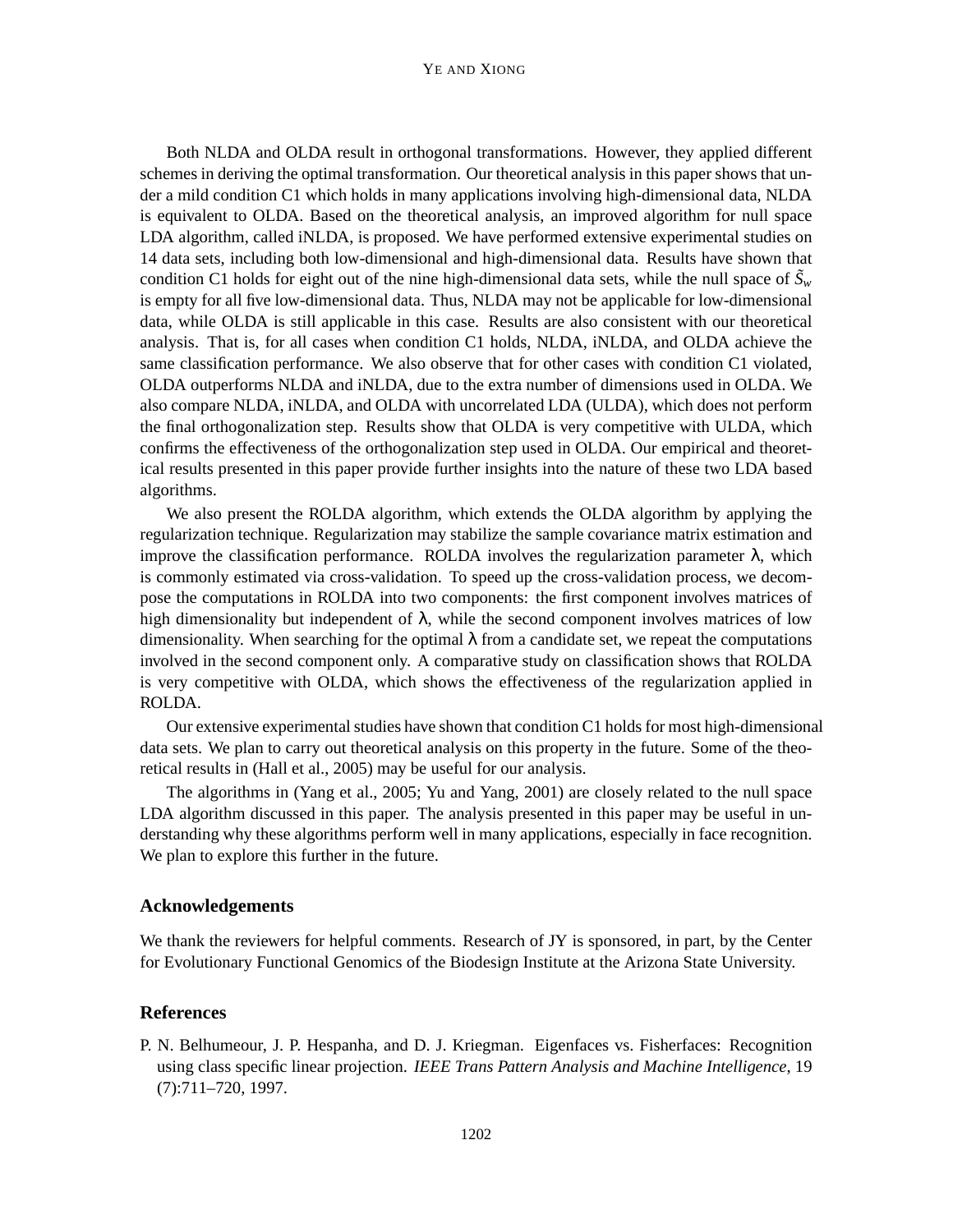Both NLDA and OLDA result in orthogonal transformations. However, they applied different schemes in deriving the optimal transformation. Our theoretical analysis in this paper shows that under a mild condition C1 which holds in many applications involving high-dimensional data, NLDA is equivalent to OLDA. Based on the theoretical analysis, an improved algorithm for null space LDA algorithm, called iNLDA, is proposed. We have performed extensive experimental studies on 14 data sets, including both low-dimensional and high-dimensional data. Results have shown that condition C1 holds for eight out of the nine high-dimensional data sets, while the null space of $\tilde{S}_w$ is empty for all five low-dimensional data. Thus, NLDA may not be applicable for low-dimensional data, while OLDA is still applicable in this case. Results are also consistent with our theoretical analysis. That is, for all cases when condition C1 holds, NLDA, iNLDA, and OLDA achieve the same classification performance. We also observe that for other cases with condition C1 violated, OLDA outperforms NLDA and iNLDA, due to the extra number of dimensions used in OLDA. We also compare NLDA, iNLDA, and OLDA with uncorrelated LDA (ULDA), which does not perform the final orthogonalization step. Results show that OLDA is very competitive with ULDA, which confirms the effectiveness of the orthogonalization step used in OLDA. Our empirical and theoretical results presented in this paper provide further insights into the nature of these two LDA based algorithms.

We also present the ROLDA algorithm, which extends the OLDA algorithm by applying the regularization technique. Regularization may stabilize the sample covariance matrix estimation and improve the classification performance. ROLDA involves the regularization parameter $\lambda$, which is commonly estimated via cross-validation. To speed up the cross-validation process, we decompose the computations in ROLDA into two components: the first component involves matrices of high dimensionality but independent of $\lambda$, while the second component involves matrices of low dimensionality. When searching for the optimal $\lambda$ from a candidate set, we repeat the computations involved in the second component only. A comparative study on classification shows that ROLDA is very competitive with OLDA, which shows the effectiveness of the regularization applied in ROLDA.

Our extensive experimental studies have shown that condition C1 holds for most high-dimensional data sets. We plan to carry out theoretical analysis on this property in the future. Some of the theoretical results in (Hall et al., 2005) may be useful for our analysis.

The algorithms in (Yang et al., 2005; Yu and Yang, 2001) are closely related to the null space LDA algorithm discussed in this paper. The analysis presented in this paper may be useful in understanding why these algorithms perform well in many applications, especially in face recognition. We plan to explore this further in the future.

## Acknowledgements

We thank the reviewers for helpful comments. Research of JY is sponsored, in part, by the Center for Evolutionary Functional Genomics of the Biodesign Institute at the Arizona State University.

## References

P. N. Belhumeour, J. P. Hespanha, and D. J. Kriegman. Eigenfaces vs. Fisherfaces: Recognition using class specific linear projection. *IEEE Trans Pattern Analysis and Machine Intelligence*, 19 (7):711–720, 1997.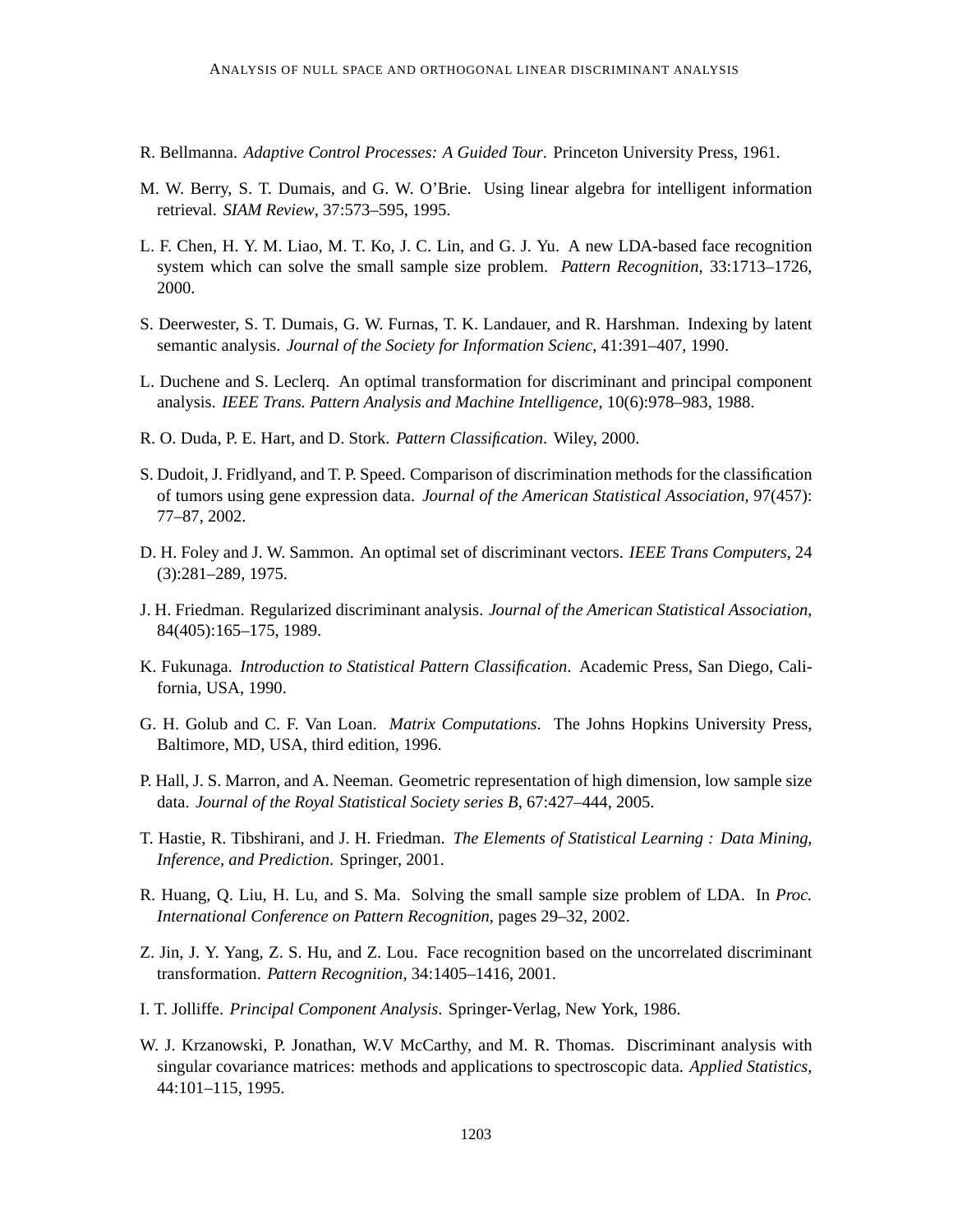R. Bellmanna. *Adaptive Control Processes: A Guided Tour*. Princeton University Press, 1961.

M. W. Berry, S. T. Dumais, and G. W. O'Brie. Using linear algebra for intelligent information retrieval. *SIAM Review*, 37:573–595, 1995.

L. F. Chen, H. Y. M. Liao, M. T. Ko, J. C. Lin, and G. J. Yu. A new LDA-based face recognition system which can solve the small sample size problem. *Pattern Recognition*, 33:1713–1726, 2000.

S. Deerwester, S. T. Dumais, G. W. Furnas, T. K. Landauer, and R. Harshman. Indexing by latent semantic analysis. *Journal of the Society for Information Scienc*, 41:391–407, 1990.

L. Duchene and S. Leclerq. An optimal transformation for discriminant and principal component analysis. *IEEE Trans. Pattern Analysis and Machine Intelligence*, 10(6):978–983, 1988.

R. O. Duda, P. E. Hart, and D. Stork. *Pattern Classification*. Wiley, 2000.

S. Dudoit, J. Fridlyand, and T. P. Speed. Comparison of discrimination methods for the classification of tumors using gene expression data. *Journal of the American Statistical Association*, 97(457): 77–87, 2002.

D. H. Foley and J. W. Sammon. An optimal set of discriminant vectors. *IEEE Trans Computers*, 24 (3):281–289, 1975.

J. H. Friedman. Regularized discriminant analysis. *Journal of the American Statistical Association*, 84(405):165–175, 1989.

K. Fukunaga. *Introduction to Statistical Pattern Classification*. Academic Press, San Diego, California, USA, 1990.

G. H. Golub and C. F. Van Loan. *Matrix Computations*. The Johns Hopkins University Press, Baltimore, MD, USA, third edition, 1996.

P. Hall, J. S. Marron, and A. Neeman. Geometric representation of high dimension, low sample size data. *Journal of the Royal Statistical Society series B*, 67:427–444, 2005.

T. Hastie, R. Tibshirani, and J. H. Friedman. *The Elements of Statistical Learning : Data Mining, Inference, and Prediction*. Springer, 2001.

R. Huang, Q. Liu, H. Lu, and S. Ma. Solving the small sample size problem of LDA. In *Proc. International Conference on Pattern Recognition*, pages 29–32, 2002.

Z. Jin, J. Y. Yang, Z. S. Hu, and Z. Lou. Face recognition based on the uncorrelated discriminant transformation. *Pattern Recognition*, 34:1405–1416, 2001.

I. T. Jolliffe. *Principal Component Analysis*. Springer-Verlag, New York, 1986.

W. J. Krzanowski, P. Jonathan, W.V McCarthy, and M. R. Thomas. Discriminant analysis with singular covariance matrices: methods and applications to spectroscopic data. *Applied Statistics*, 44:101–115, 1995.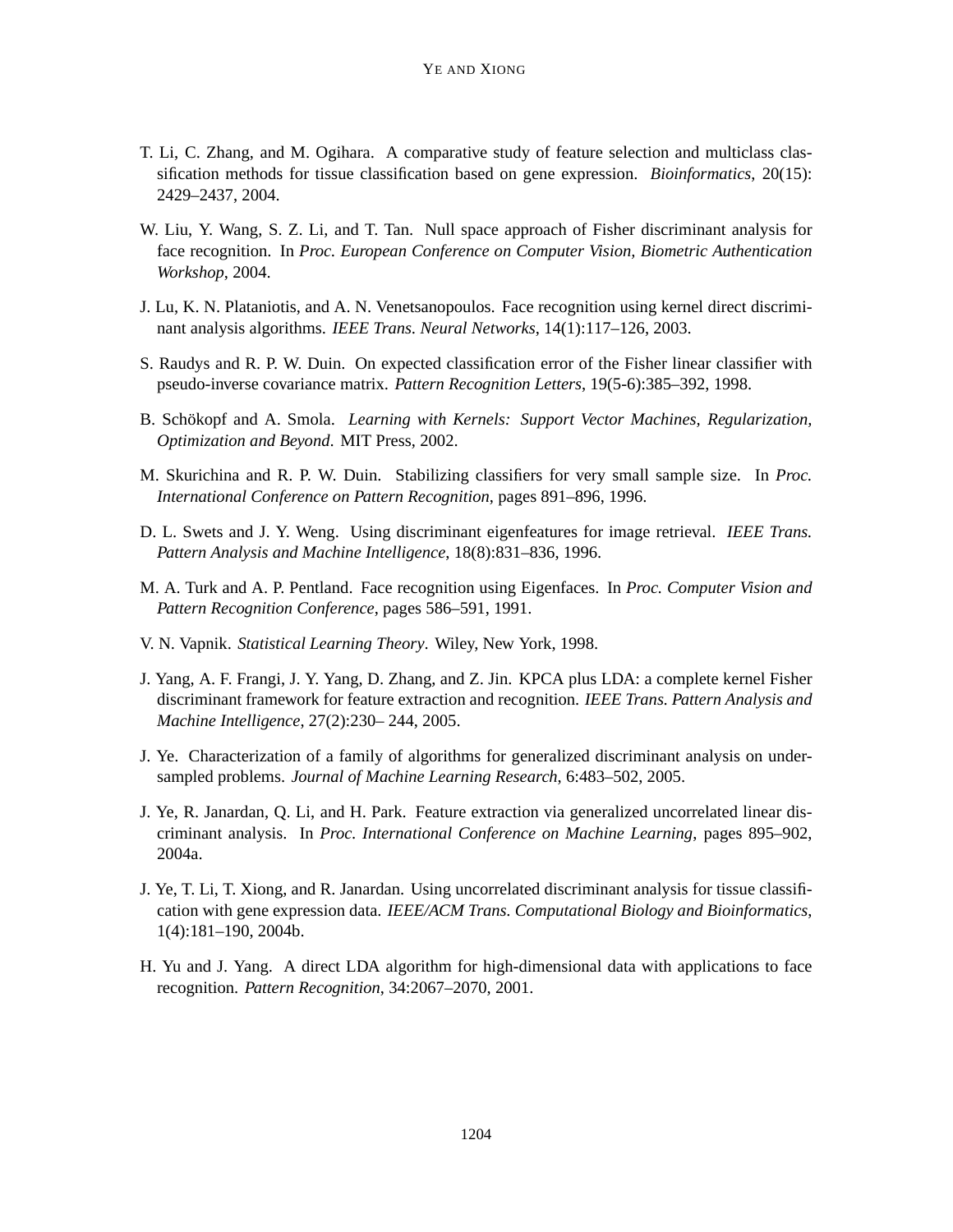T. Li, C. Zhang, and M. Ogihara. A comparative study of feature selection and multiclass classification methods for tissue classification based on gene expression. *Bioinformatics*, 20(15): 2429–2437, 2004.

W. Liu, Y. Wang, S. Z. Li, and T. Tan. Null space approach of Fisher discriminant analysis for face recognition. In *Proc. European Conference on Computer Vision, Biometric Authentication Workshop*, 2004.

J. Lu, K. N. Plataniotis, and A. N. Venetsanopoulos. Face recognition using kernel direct discriminant analysis algorithms. *IEEE Trans. Neural Networks*, 14(1):117–126, 2003.

S. Raudys and R. P. W. Duin. On expected classification error of the Fisher linear classifier with pseudo-inverse covariance matrix. *Pattern Recognition Letters*, 19(5-6):385–392, 1998.

B. Schökopf and A. Smola. *Learning with Kernels: Support Vector Machines, Regularization, Optimization and Beyond*. MIT Press, 2002.

M. Skurichina and R. P. W. Duin. Stabilizing classifiers for very small sample size. In *Proc. International Conference on Pattern Recognition*, pages 891–896, 1996.

D. L. Swets and J. Y. Weng. Using discriminant eigenfeatures for image retrieval. *IEEE Trans. Pattern Analysis and Machine Intelligence*, 18(8):831–836, 1996.

M. A. Turk and A. P. Pentland. Face recognition using Eigenfaces. In *Proc. Computer Vision and Pattern Recognition Conference*, pages 586–591, 1991.

V. N. Vapnik. *Statistical Learning Theory*. Wiley, New York, 1998.

J. Yang, A. F. Frangi, J. Y. Yang, D. Zhang, and Z. Jin. KPCA plus LDA: a complete kernel Fisher discriminant framework for feature extraction and recognition. *IEEE Trans. Pattern Analysis and Machine Intelligence*, 27(2):230– 244, 2005.

J. Ye. Characterization of a family of algorithms for generalized discriminant analysis on undersampled problems. *Journal of Machine Learning Research*, 6:483–502, 2005.

J. Ye, R. Janardan, Q. Li, and H. Park. Feature extraction via generalized uncorrelated linear discriminant analysis. In *Proc. International Conference on Machine Learning*, pages 895–902, 2004a.

J. Ye, T. Li, T. Xiong, and R. Janardan. Using uncorrelated discriminant analysis for tissue classification with gene expression data. *IEEE/ACM Trans. Computational Biology and Bioinformatics*, 1(4):181–190, 2004b.

H. Yu and J. Yang. A direct LDA algorithm for high-dimensional data with applications to face recognition. *Pattern Recognition*, 34:2067–2070, 2001.